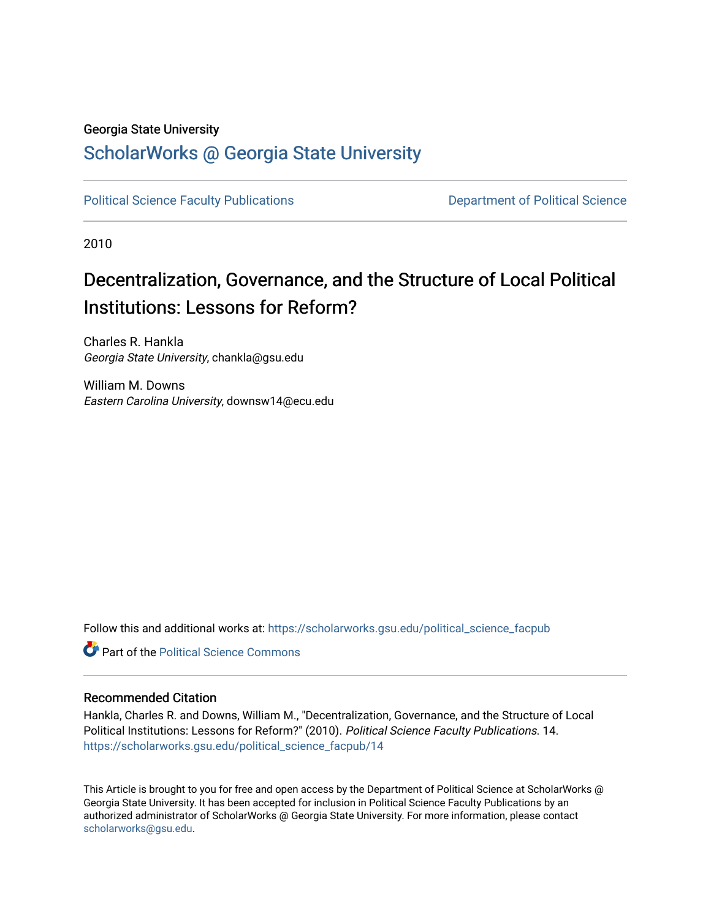Georgia State University

# ScholarWorks @ Georgia State University

Political Science Faculty Publications — Department of Political Science

2010

# Decentralization, Governance, and the Structure of Local Political Institutions: Lessons for Reform?

Charles R. Hankla
*Georgia State University*, chankla@gsu.edu

William M. Downs
*Eastern Carolina University*, downsw14@ecu.edu

Follow this and additional works at: https://scholarworks.gsu.edu/political_science_facpub

Part of the Political Science Commons

## Recommended Citation

Hankla, Charles R. and Downs, William M., "Decentralization, Governance, and the Structure of Local Political Institutions: Lessons for Reform?" (2010). *Political Science Faculty Publications*. 14.
https://scholarworks.gsu.edu/political_science_facpub/14

This Article is brought to you for free and open access by the Department of Political Science at ScholarWorks @ Georgia State University. It has been accepted for inclusion in Political Science Faculty Publications by an authorized administrator of ScholarWorks @ Georgia State University. For more information, please contact scholarworks@gsu.edu.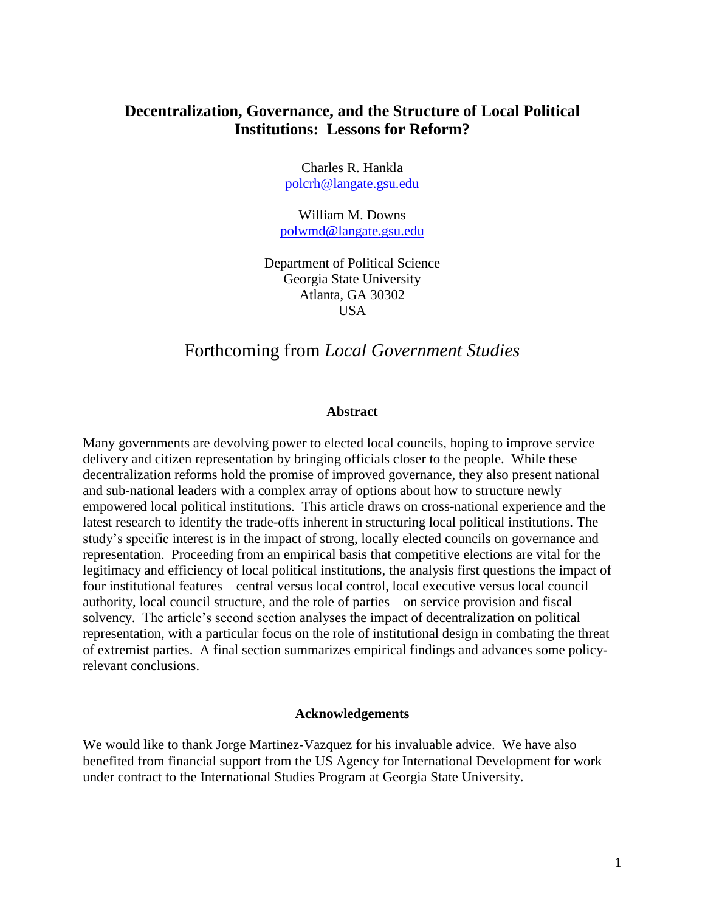# Decentralization, Governance, and the Structure of Local Political Institutions: Lessons for Reform?

Charles R. Hankla
polcrh@langate.gsu.edu

William M. Downs
polwmd@langate.gsu.edu

Department of Political Science
Georgia State University
Atlanta, GA 30302
USA

Forthcoming from *Local Government Studies*

## Abstract

Many governments are devolving power to elected local councils, hoping to improve service delivery and citizen representation by bringing officials closer to the people. While these decentralization reforms hold the promise of improved governance, they also present national and sub-national leaders with a complex array of options about how to structure newly empowered local political institutions. This article draws on cross-national experience and the latest research to identify the trade-offs inherent in structuring local political institutions. The study's specific interest is in the impact of strong, locally elected councils on governance and representation. Proceeding from an empirical basis that competitive elections are vital for the legitimacy and efficiency of local political institutions, the analysis first questions the impact of four institutional features – central versus local control, local executive versus local council authority, local council structure, and the role of parties – on service provision and fiscal solvency. The article's second section analyses the impact of decentralization on political representation, with a particular focus on the role of institutional design in combating the threat of extremist parties. A final section summarizes empirical findings and advances some policy-relevant conclusions.

## Acknowledgements

We would like to thank Jorge Martinez-Vazquez for his invaluable advice. We have also benefited from financial support from the US Agency for International Development for work under contract to the International Studies Program at Georgia State University.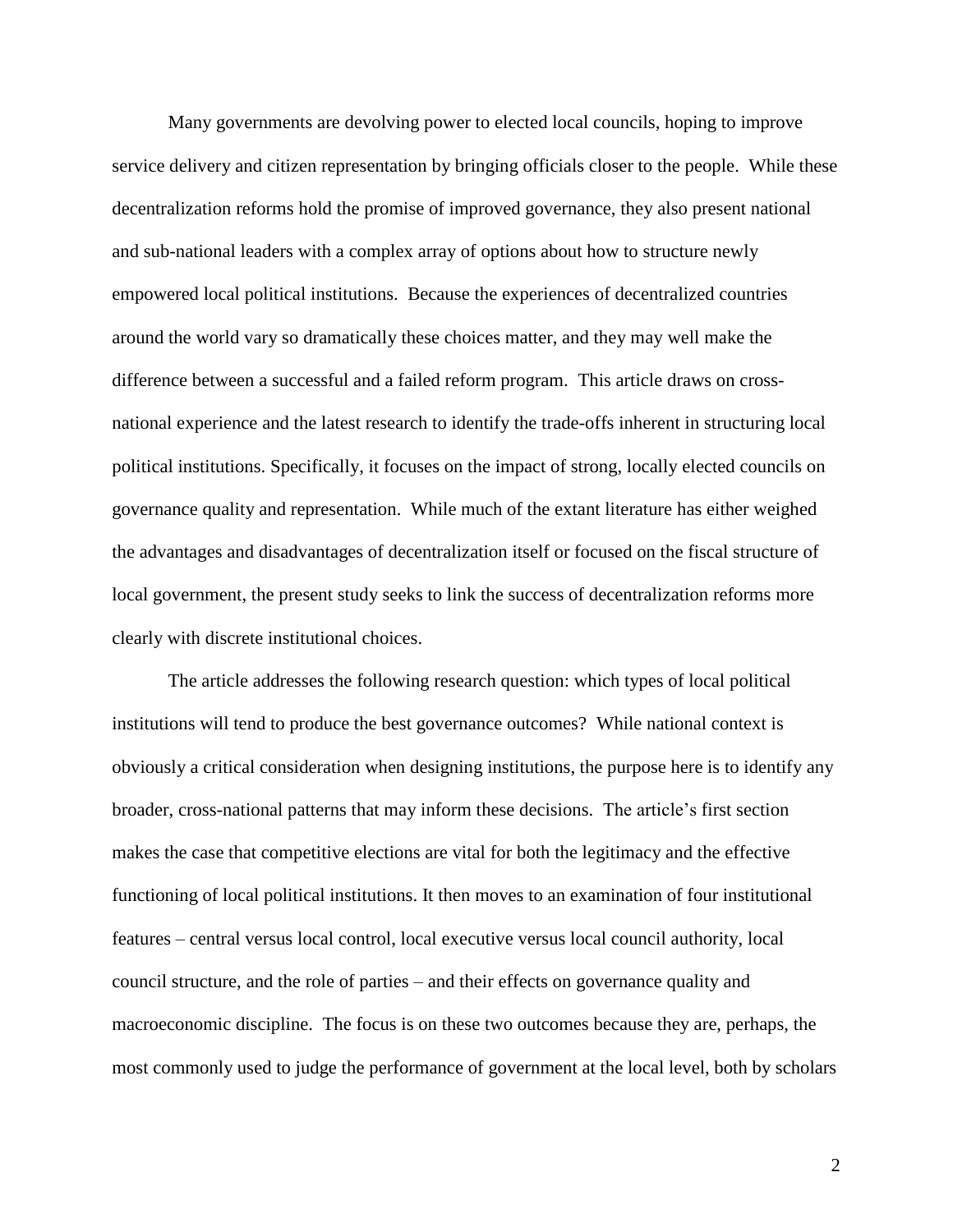Many governments are devolving power to elected local councils, hoping to improve service delivery and citizen representation by bringing officials closer to the people. While these decentralization reforms hold the promise of improved governance, they also present national and sub-national leaders with a complex array of options about how to structure newly empowered local political institutions. Because the experiences of decentralized countries around the world vary so dramatically these choices matter, and they may well make the difference between a successful and a failed reform program. This article draws on cross-national experience and the latest research to identify the trade-offs inherent in structuring local political institutions. Specifically, it focuses on the impact of strong, locally elected councils on governance quality and representation. While much of the extant literature has either weighed the advantages and disadvantages of decentralization itself or focused on the fiscal structure of local government, the present study seeks to link the success of decentralization reforms more clearly with discrete institutional choices.

The article addresses the following research question: which types of local political institutions will tend to produce the best governance outcomes? While national context is obviously a critical consideration when designing institutions, the purpose here is to identify any broader, cross-national patterns that may inform these decisions. The article's first section makes the case that competitive elections are vital for both the legitimacy and the effective functioning of local political institutions. It then moves to an examination of four institutional features – central versus local control, local executive versus local council authority, local council structure, and the role of parties – and their effects on governance quality and macroeconomic discipline. The focus is on these two outcomes because they are, perhaps, the most commonly used to judge the performance of government at the local level, both by scholars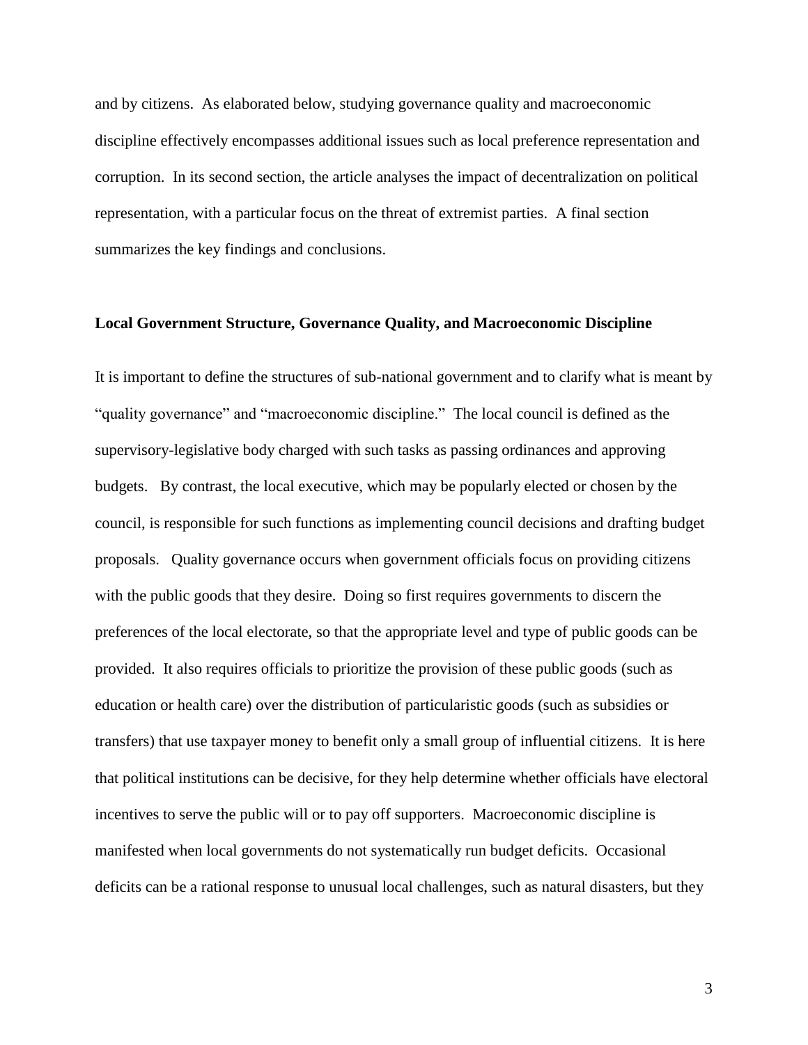and by citizens. As elaborated below, studying governance quality and macroeconomic discipline effectively encompasses additional issues such as local preference representation and corruption. In its second section, the article analyses the impact of decentralization on political representation, with a particular focus on the threat of extremist parties. A final section summarizes the key findings and conclusions.

**Local Government Structure, Governance Quality, and Macroeconomic Discipline**

It is important to define the structures of sub-national government and to clarify what is meant by "quality governance" and "macroeconomic discipline." The local council is defined as the supervisory-legislative body charged with such tasks as passing ordinances and approving budgets. By contrast, the local executive, which may be popularly elected or chosen by the council, is responsible for such functions as implementing council decisions and drafting budget proposals. Quality governance occurs when government officials focus on providing citizens with the public goods that they desire. Doing so first requires governments to discern the preferences of the local electorate, so that the appropriate level and type of public goods can be provided. It also requires officials to prioritize the provision of these public goods (such as education or health care) over the distribution of particularistic goods (such as subsidies or transfers) that use taxpayer money to benefit only a small group of influential citizens. It is here that political institutions can be decisive, for they help determine whether officials have electoral incentives to serve the public will or to pay off supporters. Macroeconomic discipline is manifested when local governments do not systematically run budget deficits. Occasional deficits can be a rational response to unusual local challenges, such as natural disasters, but they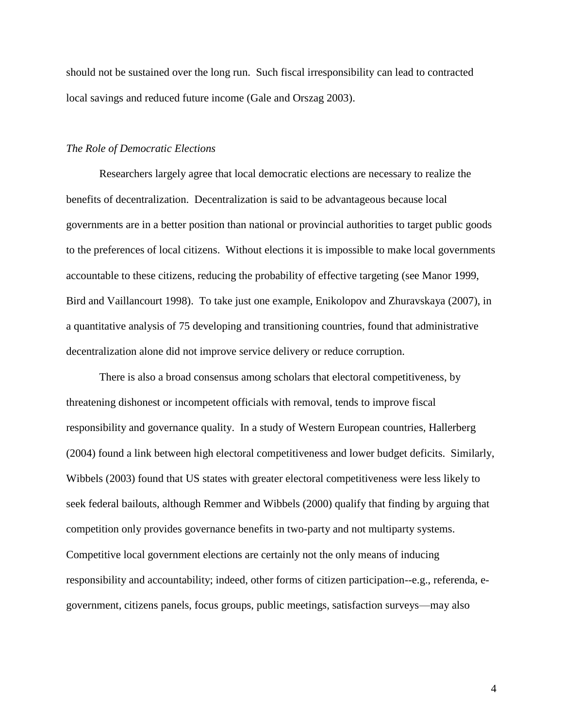should not be sustained over the long run. Such fiscal irresponsibility can lead to contracted local savings and reduced future income (Gale and Orszag 2003).

### *The Role of Democratic Elections*

Researchers largely agree that local democratic elections are necessary to realize the benefits of decentralization. Decentralization is said to be advantageous because local governments are in a better position than national or provincial authorities to target public goods to the preferences of local citizens. Without elections it is impossible to make local governments accountable to these citizens, reducing the probability of effective targeting (see Manor 1999, Bird and Vaillancourt 1998). To take just one example, Enikolopov and Zhuravskaya (2007), in a quantitative analysis of 75 developing and transitioning countries, found that administrative decentralization alone did not improve service delivery or reduce corruption.

There is also a broad consensus among scholars that electoral competitiveness, by threatening dishonest or incompetent officials with removal, tends to improve fiscal responsibility and governance quality. In a study of Western European countries, Hallerberg (2004) found a link between high electoral competitiveness and lower budget deficits. Similarly, Wibbels (2003) found that US states with greater electoral competitiveness were less likely to seek federal bailouts, although Remmer and Wibbels (2000) qualify that finding by arguing that competition only provides governance benefits in two-party and not multiparty systems. Competitive local government elections are certainly not the only means of inducing responsibility and accountability; indeed, other forms of citizen participation--e.g., referenda, e-government, citizens panels, focus groups, public meetings, satisfaction surveys—may also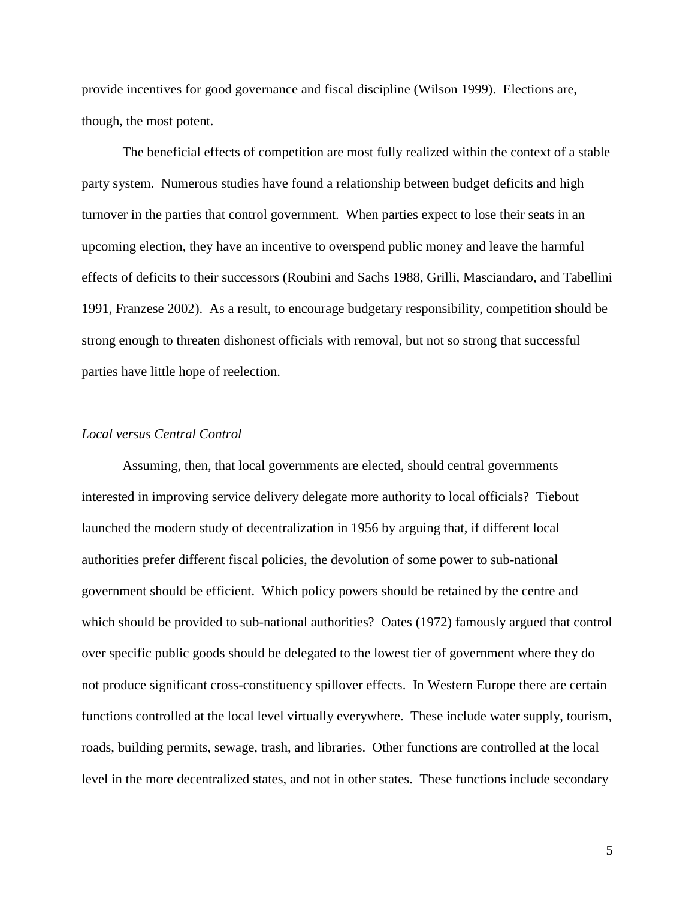provide incentives for good governance and fiscal discipline (Wilson 1999). Elections are, though, the most potent.

The beneficial effects of competition are most fully realized within the context of a stable party system. Numerous studies have found a relationship between budget deficits and high turnover in the parties that control government. When parties expect to lose their seats in an upcoming election, they have an incentive to overspend public money and leave the harmful effects of deficits to their successors (Roubini and Sachs 1988, Grilli, Masciandaro, and Tabellini 1991, Franzese 2002). As a result, to encourage budgetary responsibility, competition should be strong enough to threaten dishonest officials with removal, but not so strong that successful parties have little hope of reelection.

*Local versus Central Control*

Assuming, then, that local governments are elected, should central governments interested in improving service delivery delegate more authority to local officials? Tiebout launched the modern study of decentralization in 1956 by arguing that, if different local authorities prefer different fiscal policies, the devolution of some power to sub-national government should be efficient. Which policy powers should be retained by the centre and which should be provided to sub-national authorities? Oates (1972) famously argued that control over specific public goods should be delegated to the lowest tier of government where they do not produce significant cross-constituency spillover effects. In Western Europe there are certain functions controlled at the local level virtually everywhere. These include water supply, tourism, roads, building permits, sewage, trash, and libraries. Other functions are controlled at the local level in the more decentralized states, and not in other states. These functions include secondary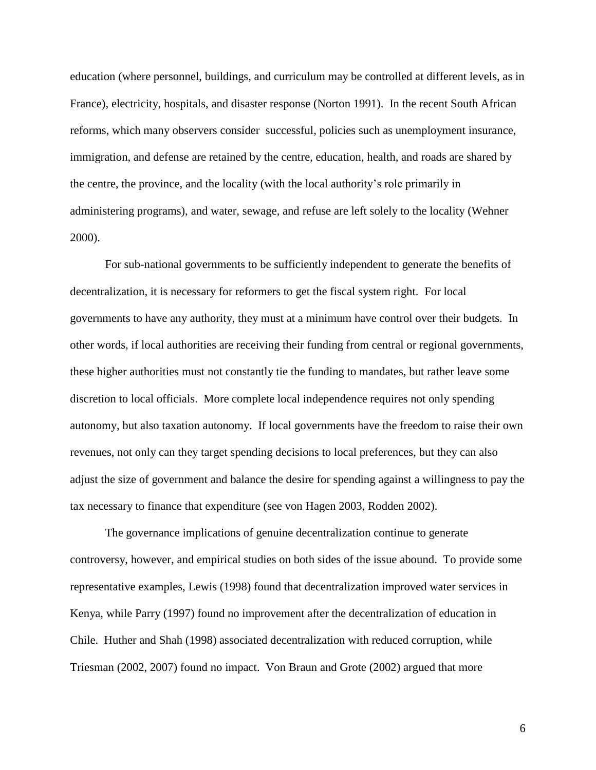education (where personnel, buildings, and curriculum may be controlled at different levels, as in France), electricity, hospitals, and disaster response (Norton 1991). In the recent South African reforms, which many observers consider successful, policies such as unemployment insurance, immigration, and defense are retained by the centre, education, health, and roads are shared by the centre, the province, and the locality (with the local authority's role primarily in administering programs), and water, sewage, and refuse are left solely to the locality (Wehner 2000).

For sub-national governments to be sufficiently independent to generate the benefits of decentralization, it is necessary for reformers to get the fiscal system right. For local governments to have any authority, they must at a minimum have control over their budgets. In other words, if local authorities are receiving their funding from central or regional governments, these higher authorities must not constantly tie the funding to mandates, but rather leave some discretion to local officials. More complete local independence requires not only spending autonomy, but also taxation autonomy. If local governments have the freedom to raise their own revenues, not only can they target spending decisions to local preferences, but they can also adjust the size of government and balance the desire for spending against a willingness to pay the tax necessary to finance that expenditure (see von Hagen 2003, Rodden 2002).

The governance implications of genuine decentralization continue to generate controversy, however, and empirical studies on both sides of the issue abound. To provide some representative examples, Lewis (1998) found that decentralization improved water services in Kenya, while Parry (1997) found no improvement after the decentralization of education in Chile. Huther and Shah (1998) associated decentralization with reduced corruption, while Triesman (2002, 2007) found no impact. Von Braun and Grote (2002) argued that more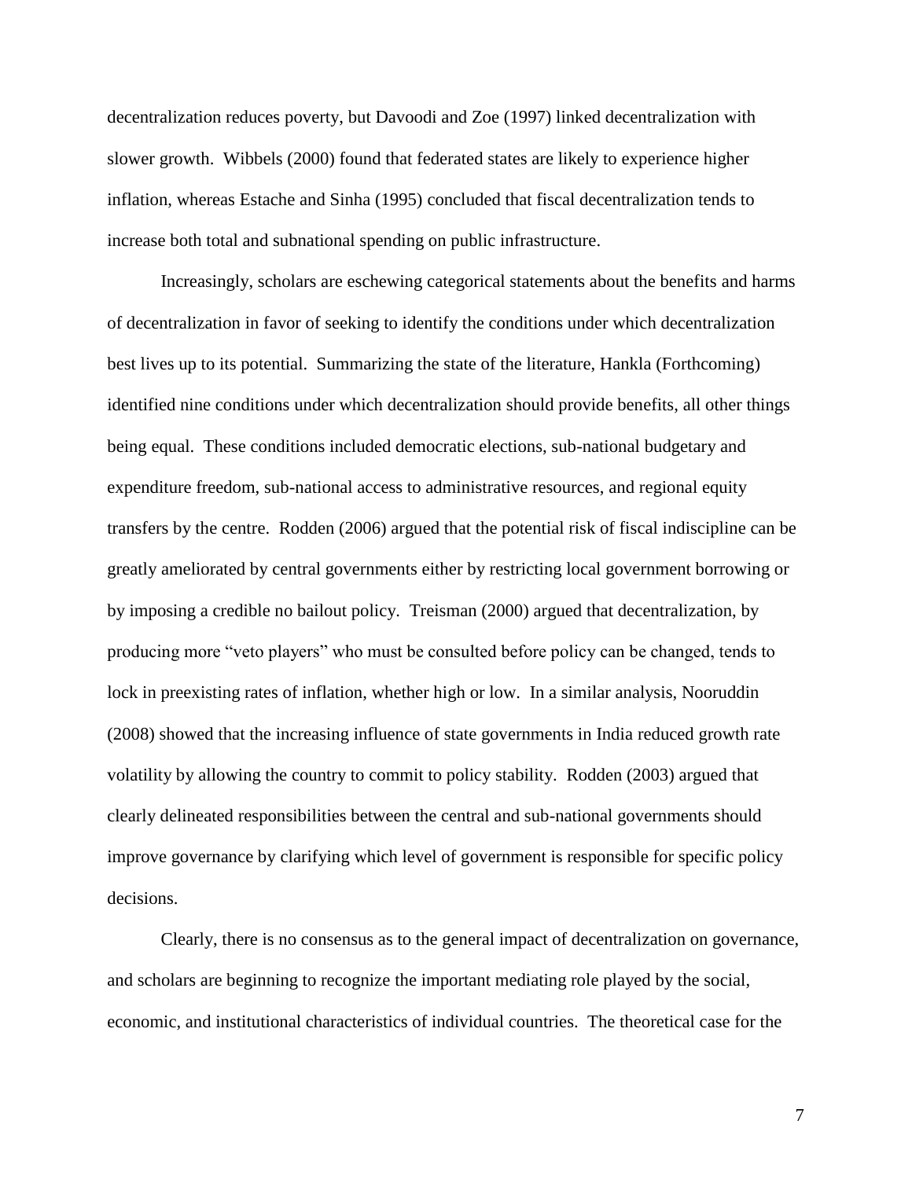decentralization reduces poverty, but Davoodi and Zoe (1997) linked decentralization with slower growth. Wibbels (2000) found that federated states are likely to experience higher inflation, whereas Estache and Sinha (1995) concluded that fiscal decentralization tends to increase both total and subnational spending on public infrastructure.

Increasingly, scholars are eschewing categorical statements about the benefits and harms of decentralization in favor of seeking to identify the conditions under which decentralization best lives up to its potential. Summarizing the state of the literature, Hankla (Forthcoming) identified nine conditions under which decentralization should provide benefits, all other things being equal. These conditions included democratic elections, sub-national budgetary and expenditure freedom, sub-national access to administrative resources, and regional equity transfers by the centre. Rodden (2006) argued that the potential risk of fiscal indiscipline can be greatly ameliorated by central governments either by restricting local government borrowing or by imposing a credible no bailout policy. Treisman (2000) argued that decentralization, by producing more "veto players" who must be consulted before policy can be changed, tends to lock in preexisting rates of inflation, whether high or low. In a similar analysis, Nooruddin (2008) showed that the increasing influence of state governments in India reduced growth rate volatility by allowing the country to commit to policy stability. Rodden (2003) argued that clearly delineated responsibilities between the central and sub-national governments should improve governance by clarifying which level of government is responsible for specific policy decisions.

Clearly, there is no consensus as to the general impact of decentralization on governance, and scholars are beginning to recognize the important mediating role played by the social, economic, and institutional characteristics of individual countries. The theoretical case for the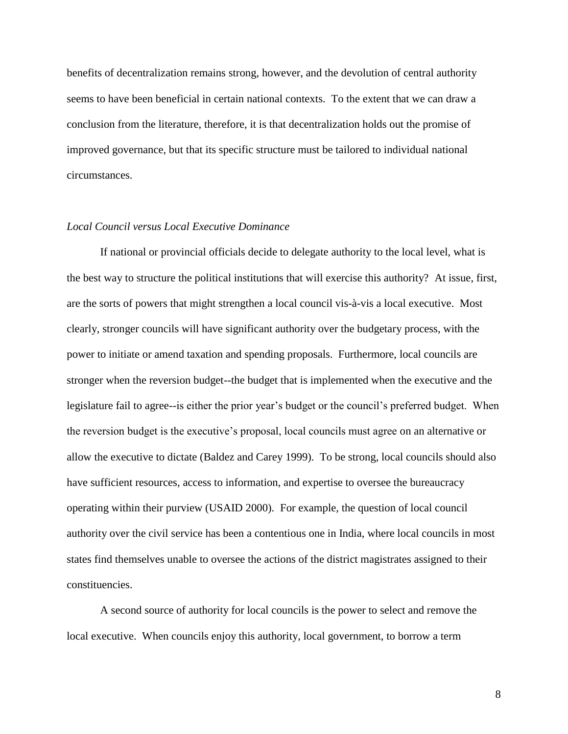benefits of decentralization remains strong, however, and the devolution of central authority seems to have been beneficial in certain national contexts. To the extent that we can draw a conclusion from the literature, therefore, it is that decentralization holds out the promise of improved governance, but that its specific structure must be tailored to individual national circumstances.

### *Local Council versus Local Executive Dominance*

If national or provincial officials decide to delegate authority to the local level, what is the best way to structure the political institutions that will exercise this authority? At issue, first, are the sorts of powers that might strengthen a local council vis-à-vis a local executive. Most clearly, stronger councils will have significant authority over the budgetary process, with the power to initiate or amend taxation and spending proposals. Furthermore, local councils are stronger when the reversion budget--the budget that is implemented when the executive and the legislature fail to agree--is either the prior year's budget or the council's preferred budget. When the reversion budget is the executive's proposal, local councils must agree on an alternative or allow the executive to dictate (Baldez and Carey 1999). To be strong, local councils should also have sufficient resources, access to information, and expertise to oversee the bureaucracy operating within their purview (USAID 2000). For example, the question of local council authority over the civil service has been a contentious one in India, where local councils in most states find themselves unable to oversee the actions of the district magistrates assigned to their constituencies.

A second source of authority for local councils is the power to select and remove the local executive. When councils enjoy this authority, local government, to borrow a term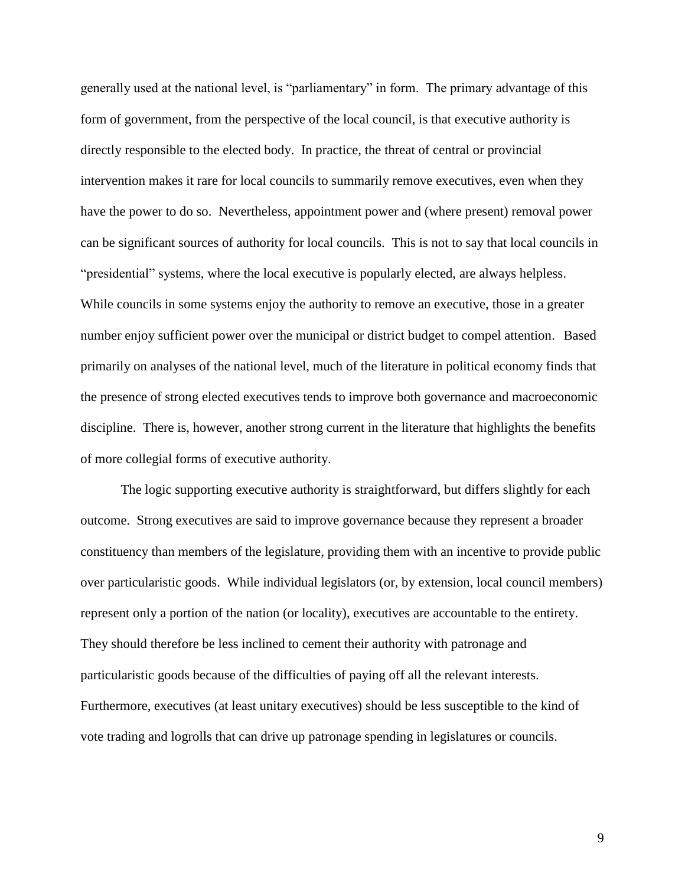generally used at the national level, is "parliamentary" in form. The primary advantage of this form of government, from the perspective of the local council, is that executive authority is directly responsible to the elected body. In practice, the threat of central or provincial intervention makes it rare for local councils to summarily remove executives, even when they have the power to do so. Nevertheless, appointment power and (where present) removal power can be significant sources of authority for local councils. This is not to say that local councils in "presidential" systems, where the local executive is popularly elected, are always helpless. While councils in some systems enjoy the authority to remove an executive, those in a greater number enjoy sufficient power over the municipal or district budget to compel attention. Based primarily on analyses of the national level, much of the literature in political economy finds that the presence of strong elected executives tends to improve both governance and macroeconomic discipline. There is, however, another strong current in the literature that highlights the benefits of more collegial forms of executive authority.

The logic supporting executive authority is straightforward, but differs slightly for each outcome. Strong executives are said to improve governance because they represent a broader constituency than members of the legislature, providing them with an incentive to provide public over particularistic goods. While individual legislators (or, by extension, local council members) represent only a portion of the nation (or locality), executives are accountable to the entirety. They should therefore be less inclined to cement their authority with patronage and particularistic goods because of the difficulties of paying off all the relevant interests. Furthermore, executives (at least unitary executives) should be less susceptible to the kind of vote trading and logrolls that can drive up patronage spending in legislatures or councils.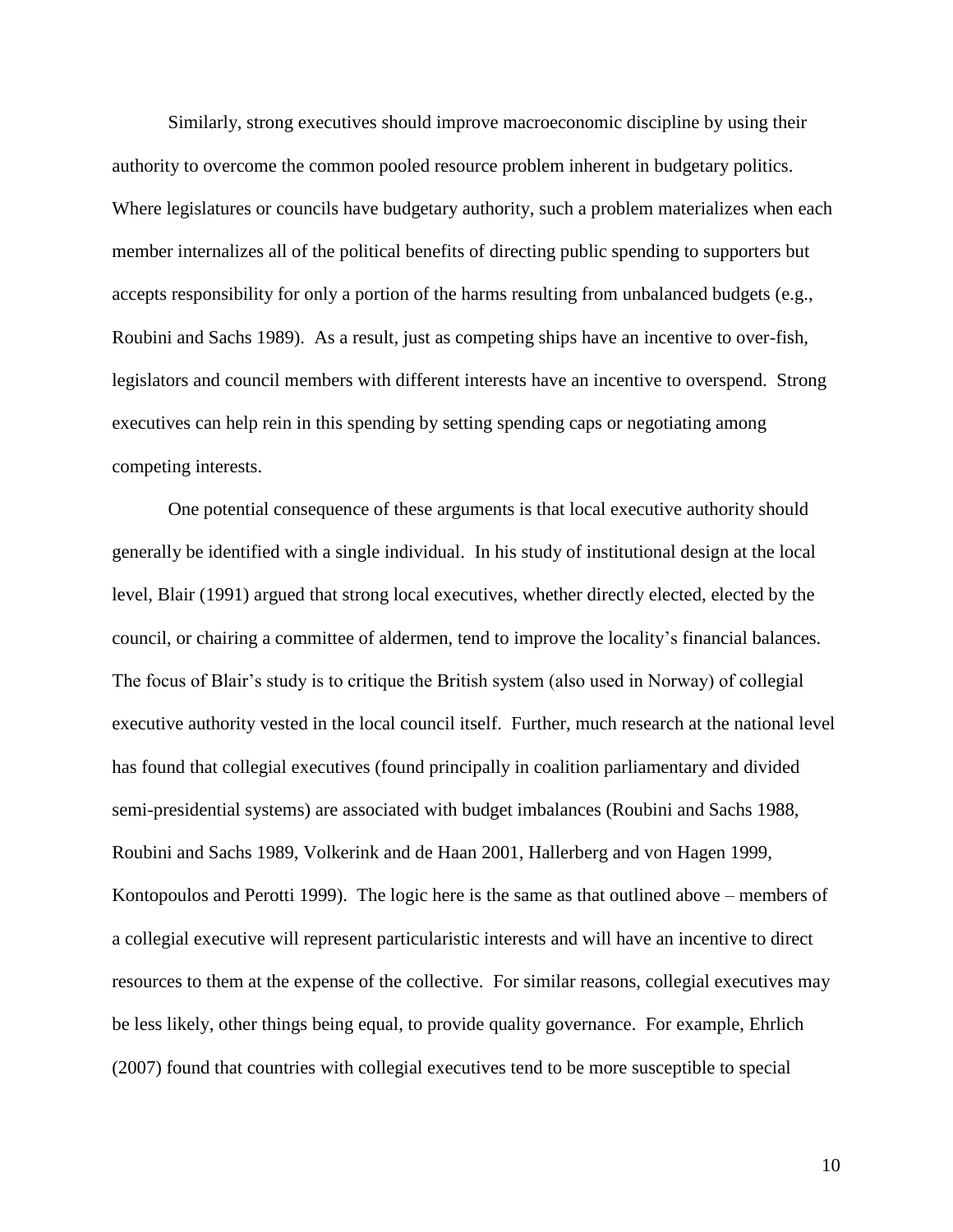Similarly, strong executives should improve macroeconomic discipline by using their authority to overcome the common pooled resource problem inherent in budgetary politics. Where legislatures or councils have budgetary authority, such a problem materializes when each member internalizes all of the political benefits of directing public spending to supporters but accepts responsibility for only a portion of the harms resulting from unbalanced budgets (e.g., Roubini and Sachs 1989). As a result, just as competing ships have an incentive to over-fish, legislators and council members with different interests have an incentive to overspend. Strong executives can help rein in this spending by setting spending caps or negotiating among competing interests.

One potential consequence of these arguments is that local executive authority should generally be identified with a single individual. In his study of institutional design at the local level, Blair (1991) argued that strong local executives, whether directly elected, elected by the council, or chairing a committee of aldermen, tend to improve the locality's financial balances. The focus of Blair's study is to critique the British system (also used in Norway) of collegial executive authority vested in the local council itself. Further, much research at the national level has found that collegial executives (found principally in coalition parliamentary and divided semi-presidential systems) are associated with budget imbalances (Roubini and Sachs 1988, Roubini and Sachs 1989, Volkerink and de Haan 2001, Hallerberg and von Hagen 1999, Kontopoulos and Perotti 1999). The logic here is the same as that outlined above – members of a collegial executive will represent particularistic interests and will have an incentive to direct resources to them at the expense of the collective. For similar reasons, collegial executives may be less likely, other things being equal, to provide quality governance. For example, Ehrlich (2007) found that countries with collegial executives tend to be more susceptible to special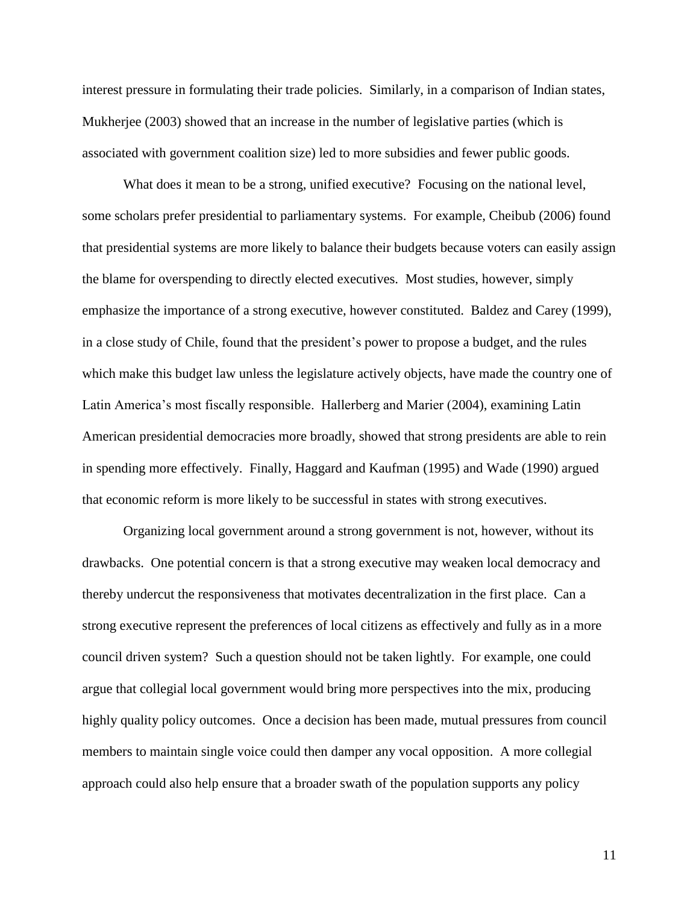interest pressure in formulating their trade policies. Similarly, in a comparison of Indian states, Mukherjee (2003) showed that an increase in the number of legislative parties (which is associated with government coalition size) led to more subsidies and fewer public goods.

What does it mean to be a strong, unified executive? Focusing on the national level, some scholars prefer presidential to parliamentary systems. For example, Cheibub (2006) found that presidential systems are more likely to balance their budgets because voters can easily assign the blame for overspending to directly elected executives. Most studies, however, simply emphasize the importance of a strong executive, however constituted. Baldez and Carey (1999), in a close study of Chile, found that the president's power to propose a budget, and the rules which make this budget law unless the legislature actively objects, have made the country one of Latin America's most fiscally responsible. Hallerberg and Marier (2004), examining Latin American presidential democracies more broadly, showed that strong presidents are able to rein in spending more effectively. Finally, Haggard and Kaufman (1995) and Wade (1990) argued that economic reform is more likely to be successful in states with strong executives.

Organizing local government around a strong government is not, however, without its drawbacks. One potential concern is that a strong executive may weaken local democracy and thereby undercut the responsiveness that motivates decentralization in the first place. Can a strong executive represent the preferences of local citizens as effectively and fully as in a more council driven system? Such a question should not be taken lightly. For example, one could argue that collegial local government would bring more perspectives into the mix, producing highly quality policy outcomes. Once a decision has been made, mutual pressures from council members to maintain single voice could then damper any vocal opposition. A more collegial approach could also help ensure that a broader swath of the population supports any policy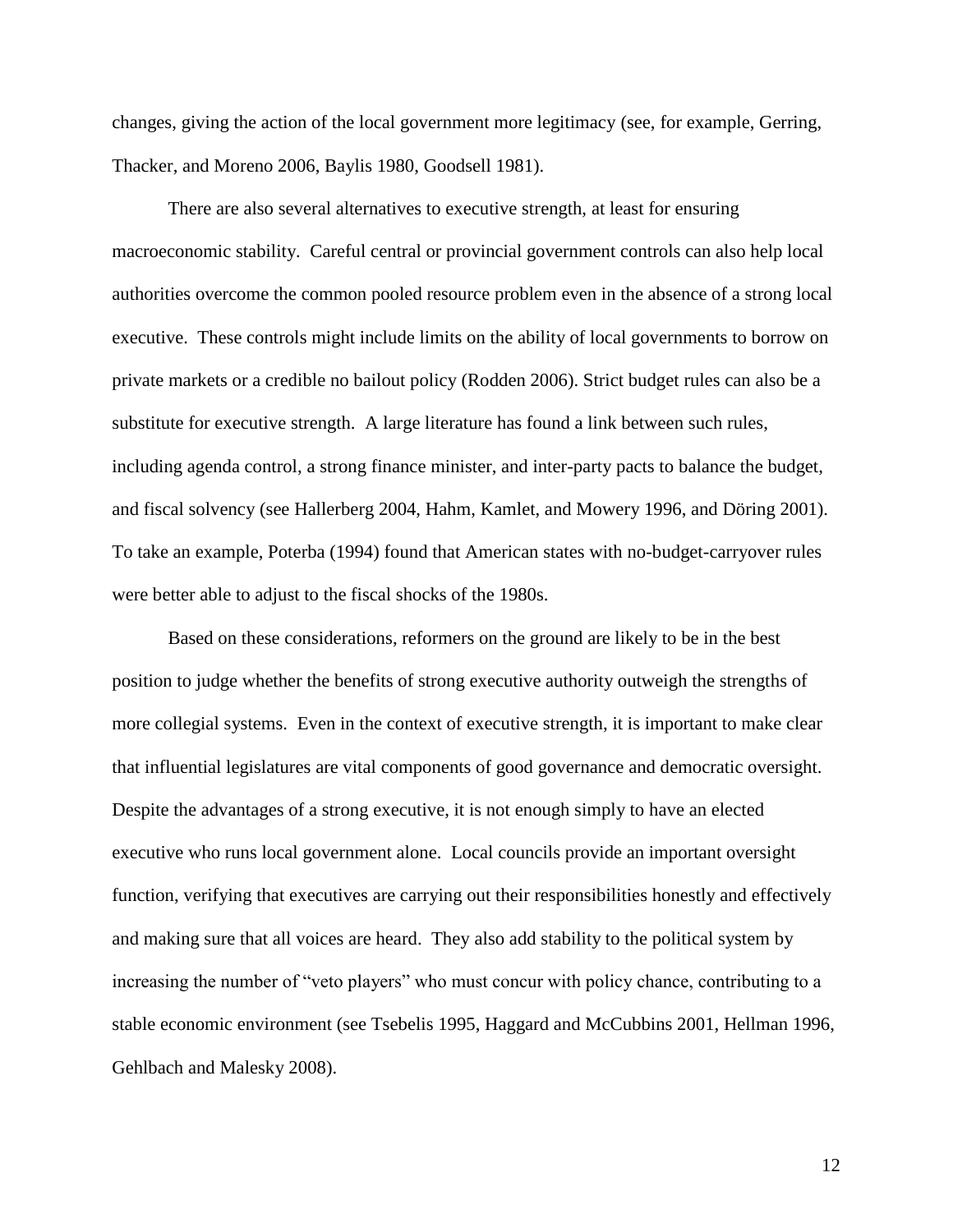changes, giving the action of the local government more legitimacy (see, for example, Gerring, Thacker, and Moreno 2006, Baylis 1980, Goodsell 1981).

There are also several alternatives to executive strength, at least for ensuring macroeconomic stability. Careful central or provincial government controls can also help local authorities overcome the common pooled resource problem even in the absence of a strong local executive. These controls might include limits on the ability of local governments to borrow on private markets or a credible no bailout policy (Rodden 2006). Strict budget rules can also be a substitute for executive strength. A large literature has found a link between such rules, including agenda control, a strong finance minister, and inter-party pacts to balance the budget, and fiscal solvency (see Hallerberg 2004, Hahm, Kamlet, and Mowery 1996, and Döring 2001). To take an example, Poterba (1994) found that American states with no-budget-carryover rules were better able to adjust to the fiscal shocks of the 1980s.

Based on these considerations, reformers on the ground are likely to be in the best position to judge whether the benefits of strong executive authority outweigh the strengths of more collegial systems. Even in the context of executive strength, it is important to make clear that influential legislatures are vital components of good governance and democratic oversight. Despite the advantages of a strong executive, it is not enough simply to have an elected executive who runs local government alone. Local councils provide an important oversight function, verifying that executives are carrying out their responsibilities honestly and effectively and making sure that all voices are heard. They also add stability to the political system by increasing the number of "veto players" who must concur with policy chance, contributing to a stable economic environment (see Tsebelis 1995, Haggard and McCubbins 2001, Hellman 1996, Gehlbach and Malesky 2008).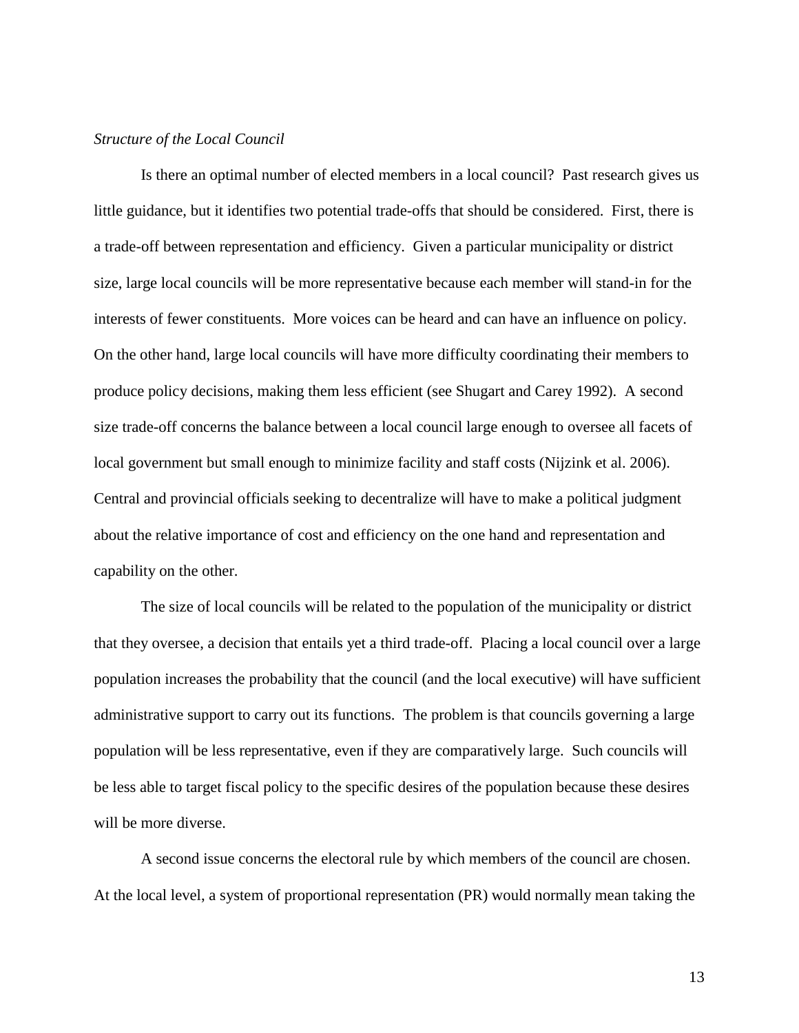*Structure of the Local Council*

Is there an optimal number of elected members in a local council? Past research gives us little guidance, but it identifies two potential trade-offs that should be considered. First, there is a trade-off between representation and efficiency. Given a particular municipality or district size, large local councils will be more representative because each member will stand-in for the interests of fewer constituents. More voices can be heard and can have an influence on policy. On the other hand, large local councils will have more difficulty coordinating their members to produce policy decisions, making them less efficient (see Shugart and Carey 1992). A second size trade-off concerns the balance between a local council large enough to oversee all facets of local government but small enough to minimize facility and staff costs (Nijzink et al. 2006). Central and provincial officials seeking to decentralize will have to make a political judgment about the relative importance of cost and efficiency on the one hand and representation and capability on the other.

The size of local councils will be related to the population of the municipality or district that they oversee, a decision that entails yet a third trade-off. Placing a local council over a large population increases the probability that the council (and the local executive) will have sufficient administrative support to carry out its functions. The problem is that councils governing a large population will be less representative, even if they are comparatively large. Such councils will be less able to target fiscal policy to the specific desires of the population because these desires will be more diverse.

A second issue concerns the electoral rule by which members of the council are chosen. At the local level, a system of proportional representation (PR) would normally mean taking the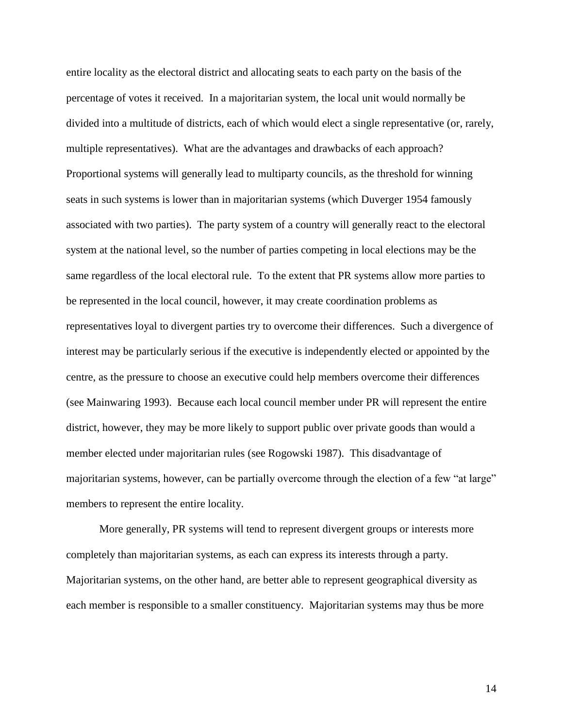entire locality as the electoral district and allocating seats to each party on the basis of the percentage of votes it received. In a majoritarian system, the local unit would normally be divided into a multitude of districts, each of which would elect a single representative (or, rarely, multiple representatives). What are the advantages and drawbacks of each approach? Proportional systems will generally lead to multiparty councils, as the threshold for winning seats in such systems is lower than in majoritarian systems (which Duverger 1954 famously associated with two parties). The party system of a country will generally react to the electoral system at the national level, so the number of parties competing in local elections may be the same regardless of the local electoral rule. To the extent that PR systems allow more parties to be represented in the local council, however, it may create coordination problems as representatives loyal to divergent parties try to overcome their differences. Such a divergence of interest may be particularly serious if the executive is independently elected or appointed by the centre, as the pressure to choose an executive could help members overcome their differences (see Mainwaring 1993). Because each local council member under PR will represent the entire district, however, they may be more likely to support public over private goods than would a member elected under majoritarian rules (see Rogowski 1987). This disadvantage of majoritarian systems, however, can be partially overcome through the election of a few "at large" members to represent the entire locality.

More generally, PR systems will tend to represent divergent groups or interests more completely than majoritarian systems, as each can express its interests through a party. Majoritarian systems, on the other hand, are better able to represent geographical diversity as each member is responsible to a smaller constituency. Majoritarian systems may thus be more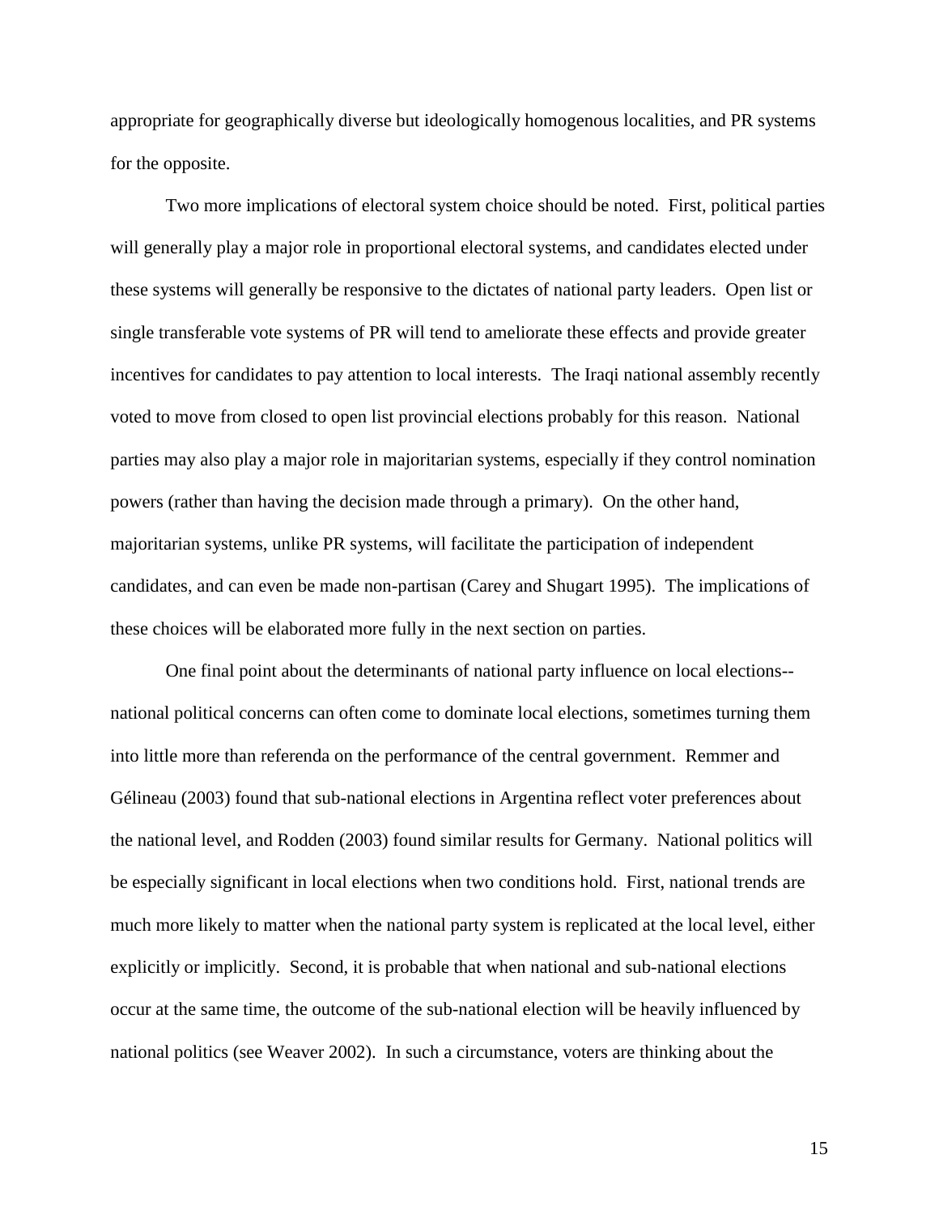appropriate for geographically diverse but ideologically homogenous localities, and PR systems for the opposite.

Two more implications of electoral system choice should be noted. First, political parties will generally play a major role in proportional electoral systems, and candidates elected under these systems will generally be responsive to the dictates of national party leaders. Open list or single transferable vote systems of PR will tend to ameliorate these effects and provide greater incentives for candidates to pay attention to local interests. The Iraqi national assembly recently voted to move from closed to open list provincial elections probably for this reason. National parties may also play a major role in majoritarian systems, especially if they control nomination powers (rather than having the decision made through a primary). On the other hand, majoritarian systems, unlike PR systems, will facilitate the participation of independent candidates, and can even be made non-partisan (Carey and Shugart 1995). The implications of these choices will be elaborated more fully in the next section on parties.

One final point about the determinants of national party influence on local elections--national political concerns can often come to dominate local elections, sometimes turning them into little more than referenda on the performance of the central government. Remmer and Gélineau (2003) found that sub-national elections in Argentina reflect voter preferences about the national level, and Rodden (2003) found similar results for Germany. National politics will be especially significant in local elections when two conditions hold. First, national trends are much more likely to matter when the national party system is replicated at the local level, either explicitly or implicitly. Second, it is probable that when national and sub-national elections occur at the same time, the outcome of the sub-national election will be heavily influenced by national politics (see Weaver 2002). In such a circumstance, voters are thinking about the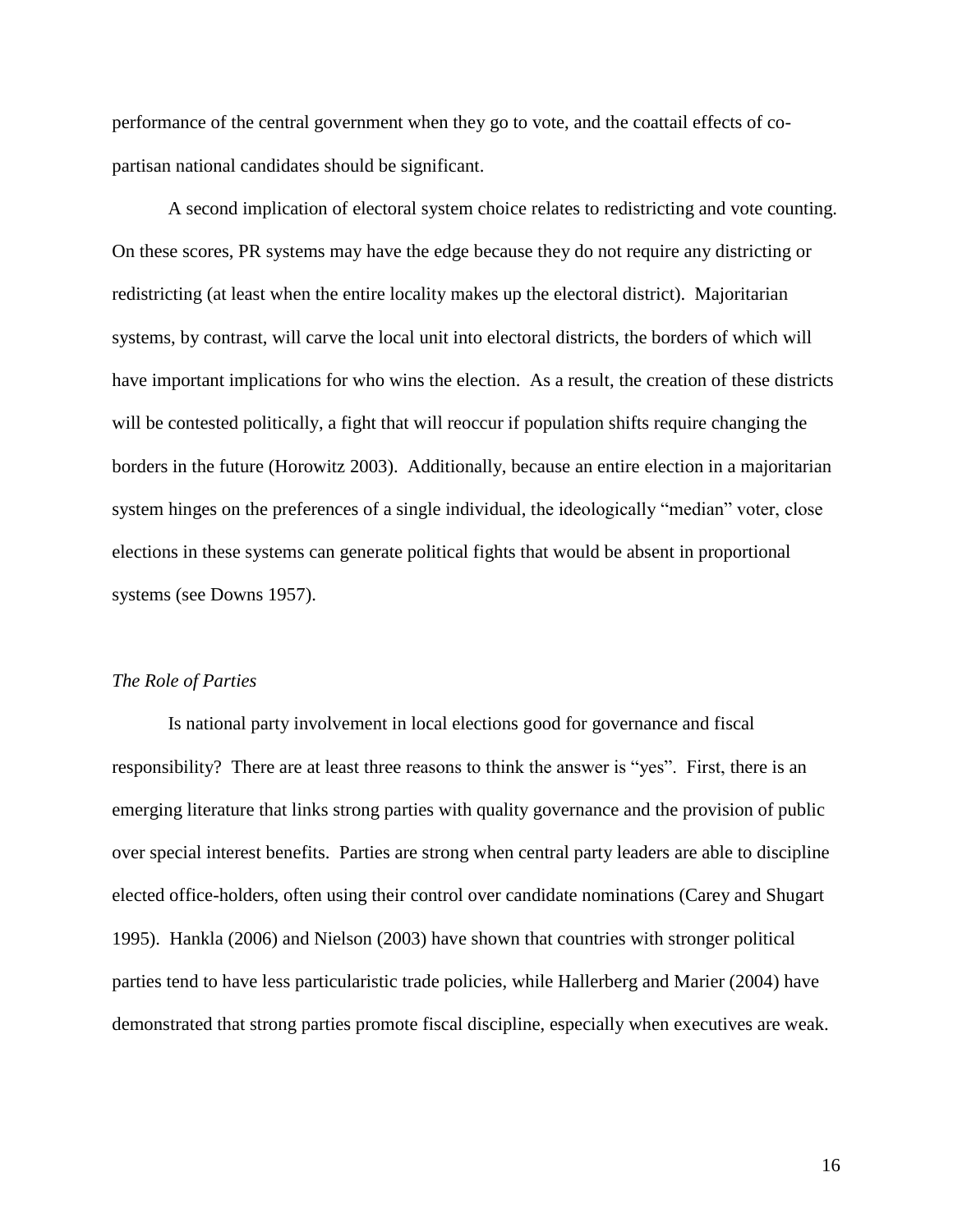performance of the central government when they go to vote, and the coattail effects of co-partisan national candidates should be significant.

A second implication of electoral system choice relates to redistricting and vote counting. On these scores, PR systems may have the edge because they do not require any districting or redistricting (at least when the entire locality makes up the electoral district). Majoritarian systems, by contrast, will carve the local unit into electoral districts, the borders of which will have important implications for who wins the election. As a result, the creation of these districts will be contested politically, a fight that will reoccur if population shifts require changing the borders in the future (Horowitz 2003). Additionally, because an entire election in a majoritarian system hinges on the preferences of a single individual, the ideologically "median" voter, close elections in these systems can generate political fights that would be absent in proportional systems (see Downs 1957).

*The Role of Parties*

Is national party involvement in local elections good for governance and fiscal responsibility? There are at least three reasons to think the answer is "yes". First, there is an emerging literature that links strong parties with quality governance and the provision of public over special interest benefits. Parties are strong when central party leaders are able to discipline elected office-holders, often using their control over candidate nominations (Carey and Shugart 1995). Hankla (2006) and Nielson (2003) have shown that countries with stronger political parties tend to have less particularistic trade policies, while Hallerberg and Marier (2004) have demonstrated that strong parties promote fiscal discipline, especially when executives are weak.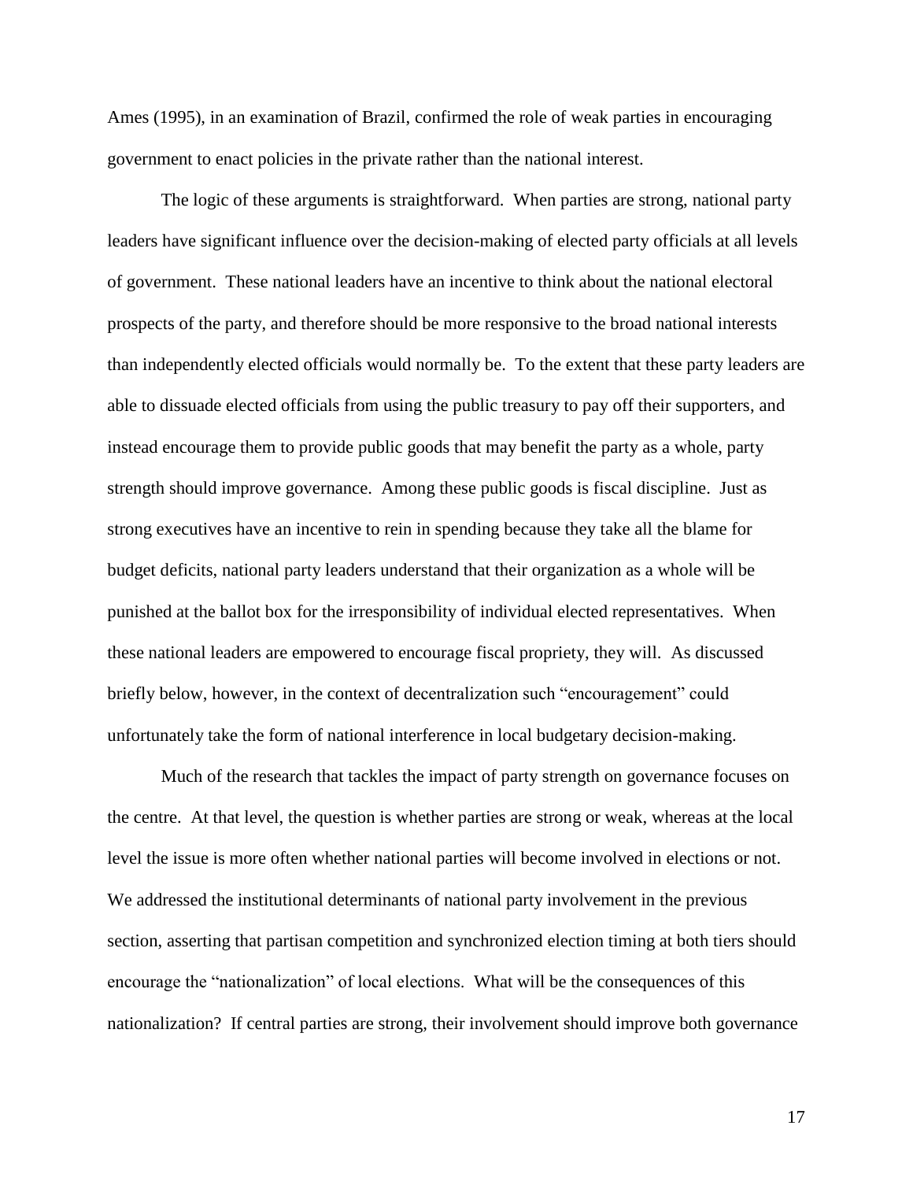Ames (1995), in an examination of Brazil, confirmed the role of weak parties in encouraging government to enact policies in the private rather than the national interest.

The logic of these arguments is straightforward. When parties are strong, national party leaders have significant influence over the decision-making of elected party officials at all levels of government. These national leaders have an incentive to think about the national electoral prospects of the party, and therefore should be more responsive to the broad national interests than independently elected officials would normally be. To the extent that these party leaders are able to dissuade elected officials from using the public treasury to pay off their supporters, and instead encourage them to provide public goods that may benefit the party as a whole, party strength should improve governance. Among these public goods is fiscal discipline. Just as strong executives have an incentive to rein in spending because they take all the blame for budget deficits, national party leaders understand that their organization as a whole will be punished at the ballot box for the irresponsibility of individual elected representatives. When these national leaders are empowered to encourage fiscal propriety, they will. As discussed briefly below, however, in the context of decentralization such "encouragement" could unfortunately take the form of national interference in local budgetary decision-making.

Much of the research that tackles the impact of party strength on governance focuses on the centre. At that level, the question is whether parties are strong or weak, whereas at the local level the issue is more often whether national parties will become involved in elections or not. We addressed the institutional determinants of national party involvement in the previous section, asserting that partisan competition and synchronized election timing at both tiers should encourage the "nationalization" of local elections. What will be the consequences of this nationalization? If central parties are strong, their involvement should improve both governance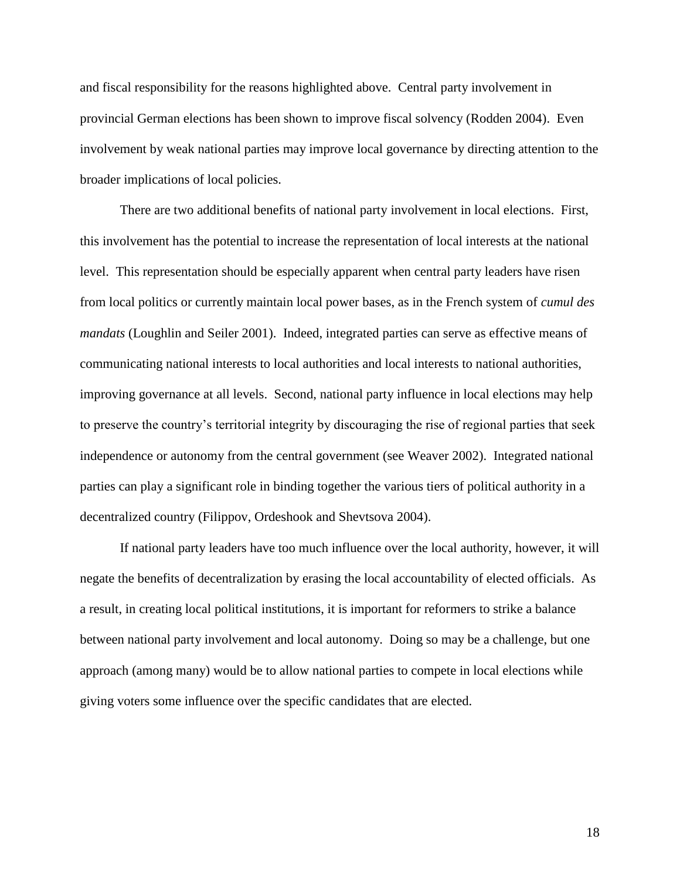and fiscal responsibility for the reasons highlighted above. Central party involvement in provincial German elections has been shown to improve fiscal solvency (Rodden 2004). Even involvement by weak national parties may improve local governance by directing attention to the broader implications of local policies.

There are two additional benefits of national party involvement in local elections. First, this involvement has the potential to increase the representation of local interests at the national level. This representation should be especially apparent when central party leaders have risen from local politics or currently maintain local power bases, as in the French system of *cumul des mandats* (Loughlin and Seiler 2001). Indeed, integrated parties can serve as effective means of communicating national interests to local authorities and local interests to national authorities, improving governance at all levels. Second, national party influence in local elections may help to preserve the country's territorial integrity by discouraging the rise of regional parties that seek independence or autonomy from the central government (see Weaver 2002). Integrated national parties can play a significant role in binding together the various tiers of political authority in a decentralized country (Filippov, Ordeshook and Shevtsova 2004).

If national party leaders have too much influence over the local authority, however, it will negate the benefits of decentralization by erasing the local accountability of elected officials. As a result, in creating local political institutions, it is important for reformers to strike a balance between national party involvement and local autonomy. Doing so may be a challenge, but one approach (among many) would be to allow national parties to compete in local elections while giving voters some influence over the specific candidates that are elected.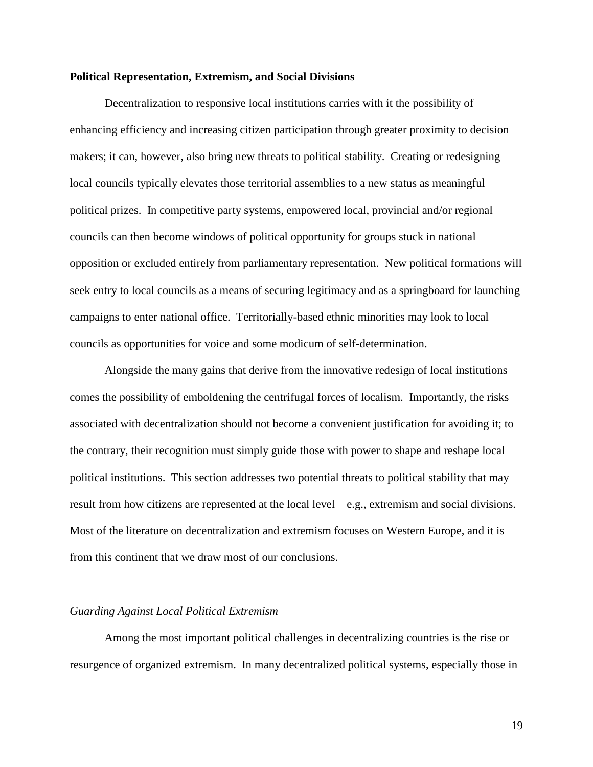**Political Representation, Extremism, and Social Divisions**

Decentralization to responsive local institutions carries with it the possibility of enhancing efficiency and increasing citizen participation through greater proximity to decision makers; it can, however, also bring new threats to political stability. Creating or redesigning local councils typically elevates those territorial assemblies to a new status as meaningful political prizes. In competitive party systems, empowered local, provincial and/or regional councils can then become windows of political opportunity for groups stuck in national opposition or excluded entirely from parliamentary representation. New political formations will seek entry to local councils as a means of securing legitimacy and as a springboard for launching campaigns to enter national office. Territorially-based ethnic minorities may look to local councils as opportunities for voice and some modicum of self-determination.

Alongside the many gains that derive from the innovative redesign of local institutions comes the possibility of emboldening the centrifugal forces of localism. Importantly, the risks associated with decentralization should not become a convenient justification for avoiding it; to the contrary, their recognition must simply guide those with power to shape and reshape local political institutions. This section addresses two potential threats to political stability that may result from how citizens are represented at the local level – e.g., extremism and social divisions. Most of the literature on decentralization and extremism focuses on Western Europe, and it is from this continent that we draw most of our conclusions.

*Guarding Against Local Political Extremism*

Among the most important political challenges in decentralizing countries is the rise or resurgence of organized extremism. In many decentralized political systems, especially those in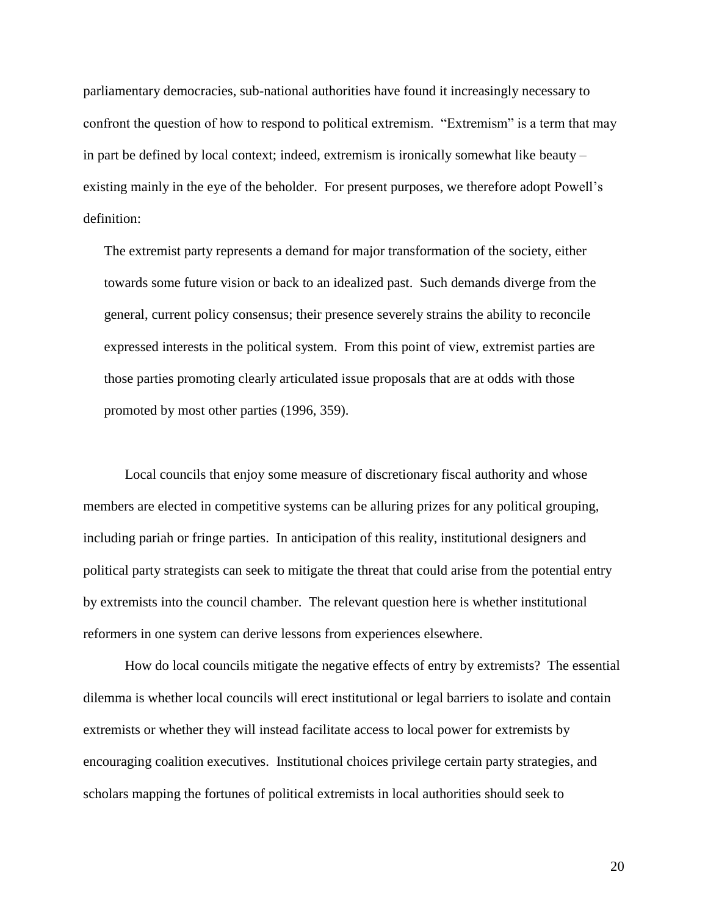parliamentary democracies, sub-national authorities have found it increasingly necessary to confront the question of how to respond to political extremism. "Extremism" is a term that may in part be defined by local context; indeed, extremism is ironically somewhat like beauty – existing mainly in the eye of the beholder. For present purposes, we therefore adopt Powell's definition:

> The extremist party represents a demand for major transformation of the society, either towards some future vision or back to an idealized past. Such demands diverge from the general, current policy consensus; their presence severely strains the ability to reconcile expressed interests in the political system. From this point of view, extremist parties are those parties promoting clearly articulated issue proposals that are at odds with those promoted by most other parties (1996, 359).

Local councils that enjoy some measure of discretionary fiscal authority and whose members are elected in competitive systems can be alluring prizes for any political grouping, including pariah or fringe parties. In anticipation of this reality, institutional designers and political party strategists can seek to mitigate the threat that could arise from the potential entry by extremists into the council chamber. The relevant question here is whether institutional reformers in one system can derive lessons from experiences elsewhere.

How do local councils mitigate the negative effects of entry by extremists? The essential dilemma is whether local councils will erect institutional or legal barriers to isolate and contain extremists or whether they will instead facilitate access to local power for extremists by encouraging coalition executives. Institutional choices privilege certain party strategies, and scholars mapping the fortunes of political extremists in local authorities should seek to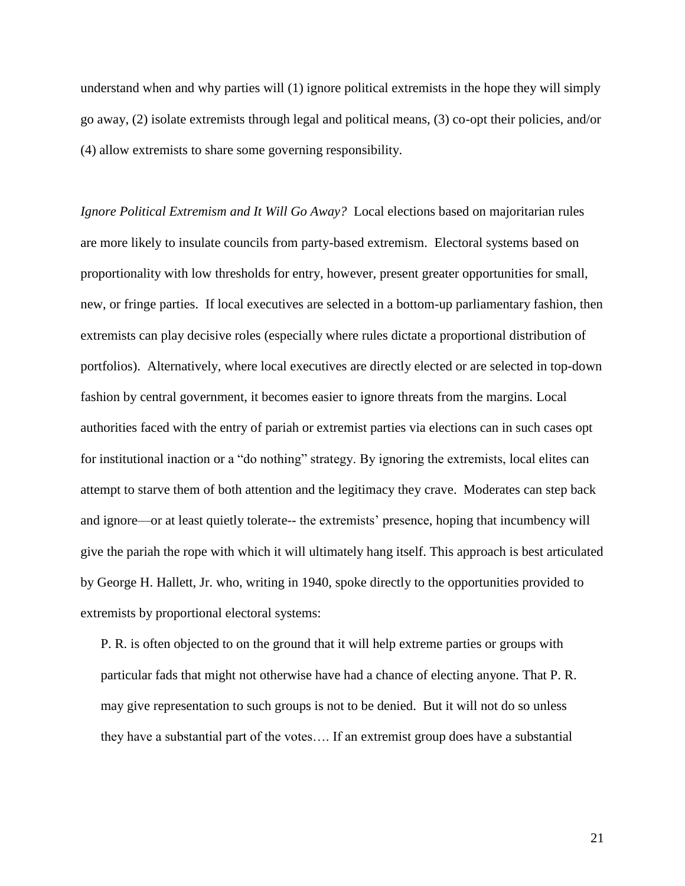understand when and why parties will (1) ignore political extremists in the hope they will simply go away, (2) isolate extremists through legal and political means, (3) co-opt their policies, and/or (4) allow extremists to share some governing responsibility.

*Ignore Political Extremism and It Will Go Away?* Local elections based on majoritarian rules are more likely to insulate councils from party-based extremism. Electoral systems based on proportionality with low thresholds for entry, however, present greater opportunities for small, new, or fringe parties. If local executives are selected in a bottom-up parliamentary fashion, then extremists can play decisive roles (especially where rules dictate a proportional distribution of portfolios). Alternatively, where local executives are directly elected or are selected in top-down fashion by central government, it becomes easier to ignore threats from the margins. Local authorities faced with the entry of pariah or extremist parties via elections can in such cases opt for institutional inaction or a "do nothing" strategy. By ignoring the extremists, local elites can attempt to starve them of both attention and the legitimacy they crave. Moderates can step back and ignore—or at least quietly tolerate-- the extremists' presence, hoping that incumbency will give the pariah the rope with which it will ultimately hang itself. This approach is best articulated by George H. Hallett, Jr. who, writing in 1940, spoke directly to the opportunities provided to extremists by proportional electoral systems:

> P. R. is often objected to on the ground that it will help extreme parties or groups with particular fads that might not otherwise have had a chance of electing anyone. That P. R. may give representation to such groups is not to be denied. But it will not do so unless they have a substantial part of the votes…. If an extremist group does have a substantial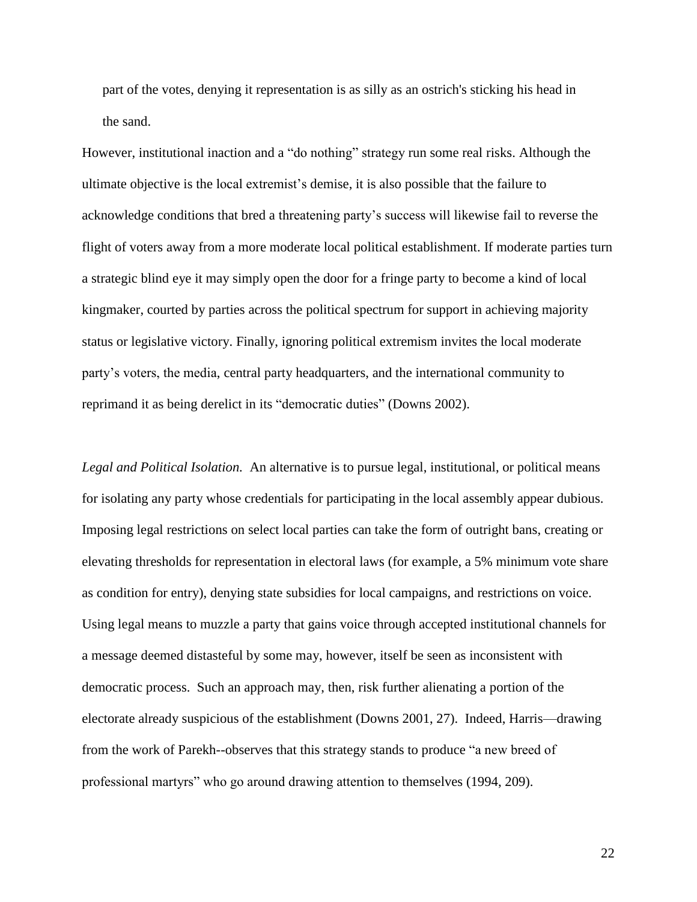> part of the votes, denying it representation is as silly as an ostrich's sticking his head in the sand.

However, institutional inaction and a "do nothing" strategy run some real risks. Although the ultimate objective is the local extremist's demise, it is also possible that the failure to acknowledge conditions that bred a threatening party's success will likewise fail to reverse the flight of voters away from a more moderate local political establishment. If moderate parties turn a strategic blind eye it may simply open the door for a fringe party to become a kind of local kingmaker, courted by parties across the political spectrum for support in achieving majority status or legislative victory. Finally, ignoring political extremism invites the local moderate party's voters, the media, central party headquarters, and the international community to reprimand it as being derelict in its "democratic duties" (Downs 2002).

*Legal and Political Isolation.* An alternative is to pursue legal, institutional, or political means for isolating any party whose credentials for participating in the local assembly appear dubious. Imposing legal restrictions on select local parties can take the form of outright bans, creating or elevating thresholds for representation in electoral laws (for example, a 5% minimum vote share as condition for entry), denying state subsidies for local campaigns, and restrictions on voice. Using legal means to muzzle a party that gains voice through accepted institutional channels for a message deemed distasteful by some may, however, itself be seen as inconsistent with democratic process. Such an approach may, then, risk further alienating a portion of the electorate already suspicious of the establishment (Downs 2001, 27). Indeed, Harris—drawing from the work of Parekh--observes that this strategy stands to produce "a new breed of professional martyrs" who go around drawing attention to themselves (1994, 209).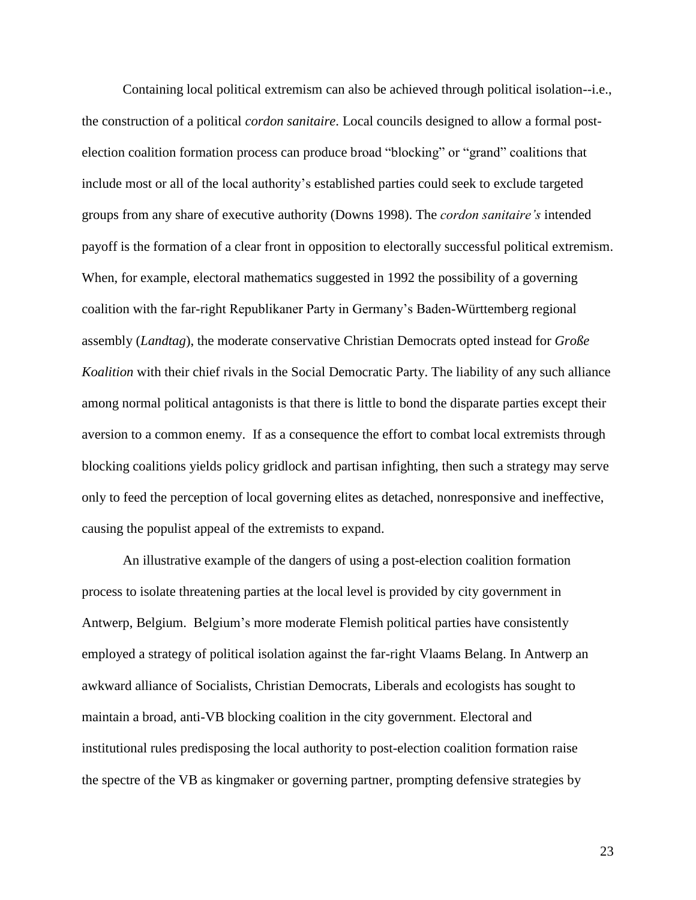Containing local political extremism can also be achieved through political isolation--i.e., the construction of a political *cordon sanitaire*. Local councils designed to allow a formal post-election coalition formation process can produce broad "blocking" or "grand" coalitions that include most or all of the local authority's established parties could seek to exclude targeted groups from any share of executive authority (Downs 1998). The *cordon sanitaire's* intended payoff is the formation of a clear front in opposition to electorally successful political extremism. When, for example, electoral mathematics suggested in 1992 the possibility of a governing coalition with the far-right Republikaner Party in Germany's Baden-Württemberg regional assembly (*Landtag*), the moderate conservative Christian Democrats opted instead for *Große Koalition* with their chief rivals in the Social Democratic Party. The liability of any such alliance among normal political antagonists is that there is little to bond the disparate parties except their aversion to a common enemy. If as a consequence the effort to combat local extremists through blocking coalitions yields policy gridlock and partisan infighting, then such a strategy may serve only to feed the perception of local governing elites as detached, nonresponsive and ineffective, causing the populist appeal of the extremists to expand.

An illustrative example of the dangers of using a post-election coalition formation process to isolate threatening parties at the local level is provided by city government in Antwerp, Belgium. Belgium's more moderate Flemish political parties have consistently employed a strategy of political isolation against the far-right Vlaams Belang. In Antwerp an awkward alliance of Socialists, Christian Democrats, Liberals and ecologists has sought to maintain a broad, anti-VB blocking coalition in the city government. Electoral and institutional rules predisposing the local authority to post-election coalition formation raise the spectre of the VB as kingmaker or governing partner, prompting defensive strategies by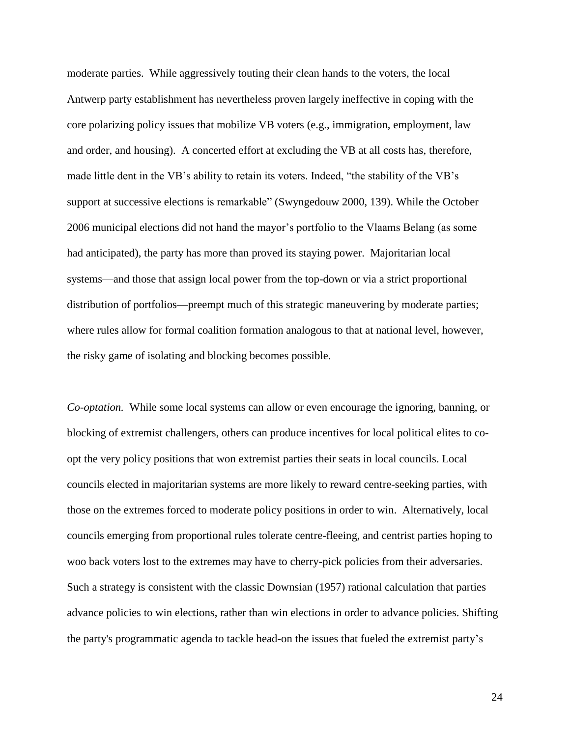moderate parties. While aggressively touting their clean hands to the voters, the local Antwerp party establishment has nevertheless proven largely ineffective in coping with the core polarizing policy issues that mobilize VB voters (e.g., immigration, employment, law and order, and housing). A concerted effort at excluding the VB at all costs has, therefore, made little dent in the VB's ability to retain its voters. Indeed, "the stability of the VB's support at successive elections is remarkable" (Swyngedouw 2000, 139). While the October 2006 municipal elections did not hand the mayor's portfolio to the Vlaams Belang (as some had anticipated), the party has more than proved its staying power. Majoritarian local systems—and those that assign local power from the top-down or via a strict proportional distribution of portfolios—preempt much of this strategic maneuvering by moderate parties; where rules allow for formal coalition formation analogous to that at national level, however, the risky game of isolating and blocking becomes possible.

*Co-optation.* While some local systems can allow or even encourage the ignoring, banning, or blocking of extremist challengers, others can produce incentives for local political elites to co-opt the very policy positions that won extremist parties their seats in local councils. Local councils elected in majoritarian systems are more likely to reward centre-seeking parties, with those on the extremes forced to moderate policy positions in order to win. Alternatively, local councils emerging from proportional rules tolerate centre-fleeing, and centrist parties hoping to woo back voters lost to the extremes may have to cherry-pick policies from their adversaries. Such a strategy is consistent with the classic Downsian (1957) rational calculation that parties advance policies to win elections, rather than win elections in order to advance policies. Shifting the party's programmatic agenda to tackle head-on the issues that fueled the extremist party's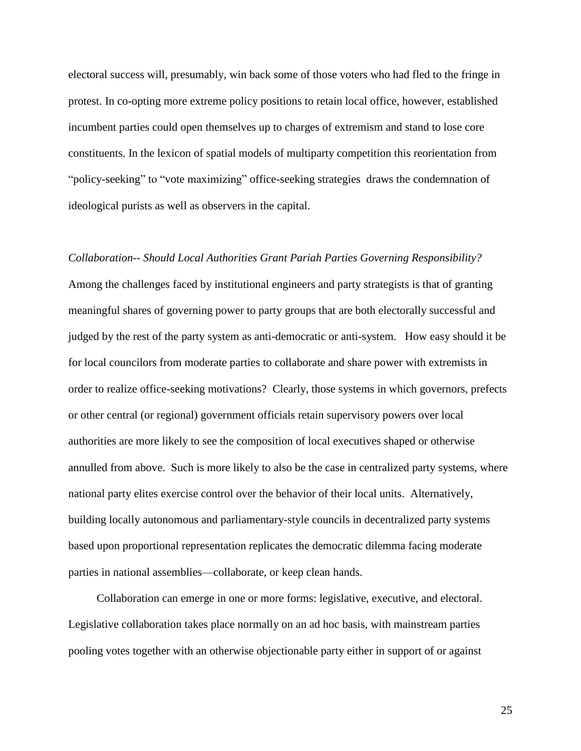electoral success will, presumably, win back some of those voters who had fled to the fringe in protest. In co-opting more extreme policy positions to retain local office, however, established incumbent parties could open themselves up to charges of extremism and stand to lose core constituents. In the lexicon of spatial models of multiparty competition this reorientation from "policy-seeking" to "vote maximizing" office-seeking strategies draws the condemnation of ideological purists as well as observers in the capital.

*Collaboration-- Should Local Authorities Grant Pariah Parties Governing Responsibility?*

Among the challenges faced by institutional engineers and party strategists is that of granting meaningful shares of governing power to party groups that are both electorally successful and judged by the rest of the party system as anti-democratic or anti-system. How easy should it be for local councilors from moderate parties to collaborate and share power with extremists in order to realize office-seeking motivations? Clearly, those systems in which governors, prefects or other central (or regional) government officials retain supervisory powers over local authorities are more likely to see the composition of local executives shaped or otherwise annulled from above. Such is more likely to also be the case in centralized party systems, where national party elites exercise control over the behavior of their local units. Alternatively, building locally autonomous and parliamentary-style councils in decentralized party systems based upon proportional representation replicates the democratic dilemma facing moderate parties in national assemblies—collaborate, or keep clean hands.

Collaboration can emerge in one or more forms: legislative, executive, and electoral. Legislative collaboration takes place normally on an ad hoc basis, with mainstream parties pooling votes together with an otherwise objectionable party either in support of or against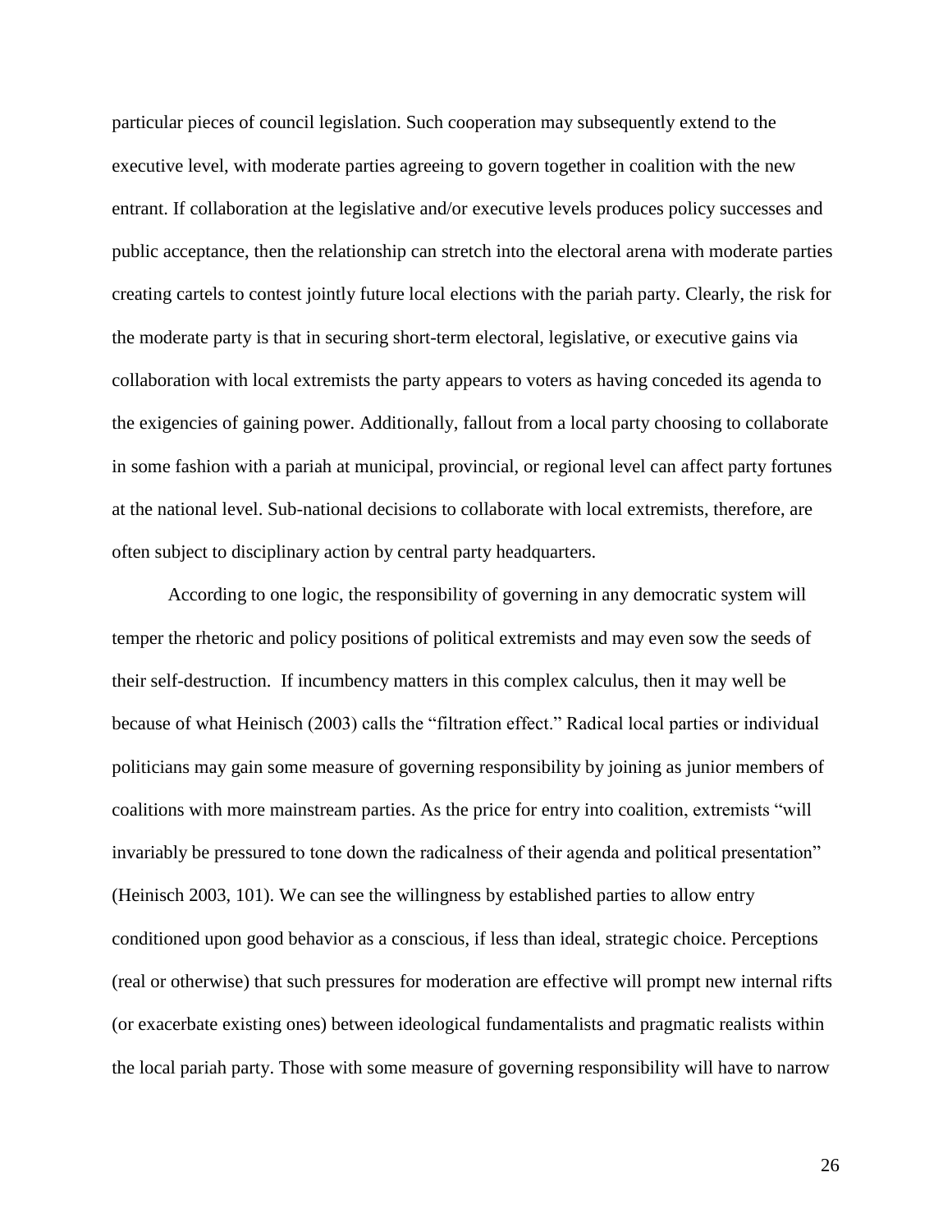particular pieces of council legislation. Such cooperation may subsequently extend to the executive level, with moderate parties agreeing to govern together in coalition with the new entrant. If collaboration at the legislative and/or executive levels produces policy successes and public acceptance, then the relationship can stretch into the electoral arena with moderate parties creating cartels to contest jointly future local elections with the pariah party. Clearly, the risk for the moderate party is that in securing short-term electoral, legislative, or executive gains via collaboration with local extremists the party appears to voters as having conceded its agenda to the exigencies of gaining power. Additionally, fallout from a local party choosing to collaborate in some fashion with a pariah at municipal, provincial, or regional level can affect party fortunes at the national level. Sub-national decisions to collaborate with local extremists, therefore, are often subject to disciplinary action by central party headquarters.

According to one logic, the responsibility of governing in any democratic system will temper the rhetoric and policy positions of political extremists and may even sow the seeds of their self-destruction. If incumbency matters in this complex calculus, then it may well be because of what Heinisch (2003) calls the "filtration effect." Radical local parties or individual politicians may gain some measure of governing responsibility by joining as junior members of coalitions with more mainstream parties. As the price for entry into coalition, extremists "will invariably be pressured to tone down the radicalness of their agenda and political presentation" (Heinisch 2003, 101). We can see the willingness by established parties to allow entry conditioned upon good behavior as a conscious, if less than ideal, strategic choice. Perceptions (real or otherwise) that such pressures for moderation are effective will prompt new internal rifts (or exacerbate existing ones) between ideological fundamentalists and pragmatic realists within the local pariah party. Those with some measure of governing responsibility will have to narrow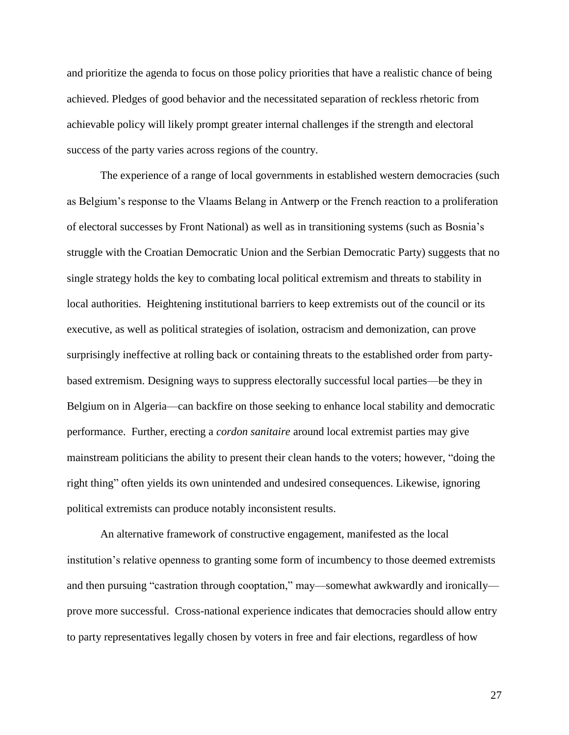and prioritize the agenda to focus on those policy priorities that have a realistic chance of being achieved. Pledges of good behavior and the necessitated separation of reckless rhetoric from achievable policy will likely prompt greater internal challenges if the strength and electoral success of the party varies across regions of the country.

The experience of a range of local governments in established western democracies (such as Belgium's response to the Vlaams Belang in Antwerp or the French reaction to a proliferation of electoral successes by Front National) as well as in transitioning systems (such as Bosnia's struggle with the Croatian Democratic Union and the Serbian Democratic Party) suggests that no single strategy holds the key to combating local political extremism and threats to stability in local authorities. Heightening institutional barriers to keep extremists out of the council or its executive, as well as political strategies of isolation, ostracism and demonization, can prove surprisingly ineffective at rolling back or containing threats to the established order from party-based extremism. Designing ways to suppress electorally successful local parties—be they in Belgium on in Algeria—can backfire on those seeking to enhance local stability and democratic performance. Further, erecting a *cordon sanitaire* around local extremist parties may give mainstream politicians the ability to present their clean hands to the voters; however, "doing the right thing" often yields its own unintended and undesired consequences. Likewise, ignoring political extremists can produce notably inconsistent results.

An alternative framework of constructive engagement, manifested as the local institution's relative openness to granting some form of incumbency to those deemed extremists and then pursuing "castration through cooptation," may—somewhat awkwardly and ironically—prove more successful. Cross-national experience indicates that democracies should allow entry to party representatives legally chosen by voters in free and fair elections, regardless of how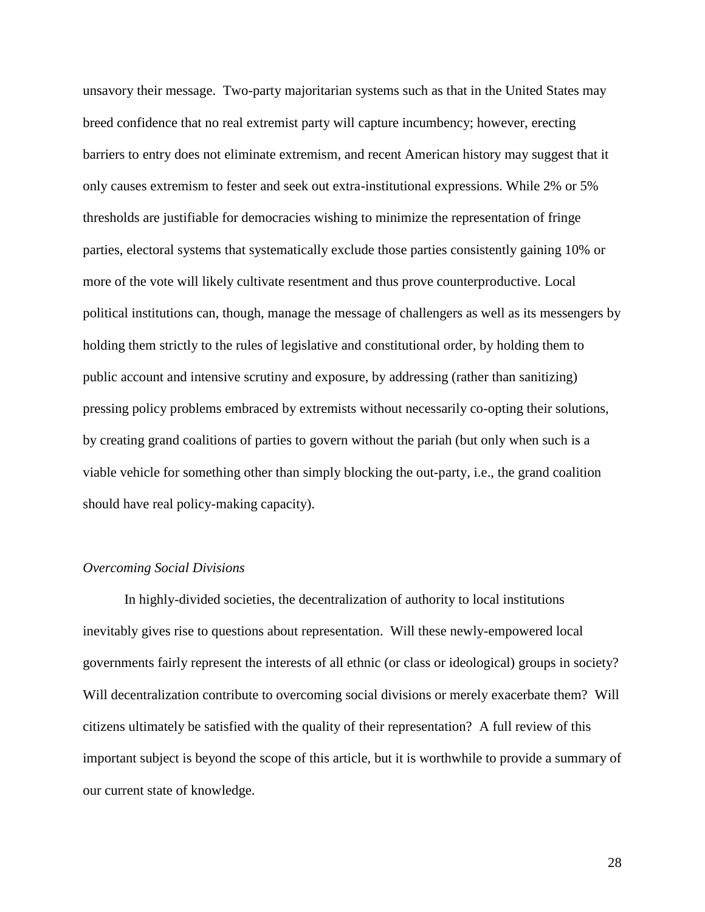unsavory their message. Two-party majoritarian systems such as that in the United States may breed confidence that no real extremist party will capture incumbency; however, erecting barriers to entry does not eliminate extremism, and recent American history may suggest that it only causes extremism to fester and seek out extra-institutional expressions. While 2% or 5% thresholds are justifiable for democracies wishing to minimize the representation of fringe parties, electoral systems that systematically exclude those parties consistently gaining 10% or more of the vote will likely cultivate resentment and thus prove counterproductive. Local political institutions can, though, manage the message of challengers as well as its messengers by holding them strictly to the rules of legislative and constitutional order, by holding them to public account and intensive scrutiny and exposure, by addressing (rather than sanitizing) pressing policy problems embraced by extremists without necessarily co-opting their solutions, by creating grand coalitions of parties to govern without the pariah (but only when such is a viable vehicle for something other than simply blocking the out-party, i.e., the grand coalition should have real policy-making capacity).

*Overcoming Social Divisions*

In highly-divided societies, the decentralization of authority to local institutions inevitably gives rise to questions about representation. Will these newly-empowered local governments fairly represent the interests of all ethnic (or class or ideological) groups in society? Will decentralization contribute to overcoming social divisions or merely exacerbate them? Will citizens ultimately be satisfied with the quality of their representation? A full review of this important subject is beyond the scope of this article, but it is worthwhile to provide a summary of our current state of knowledge.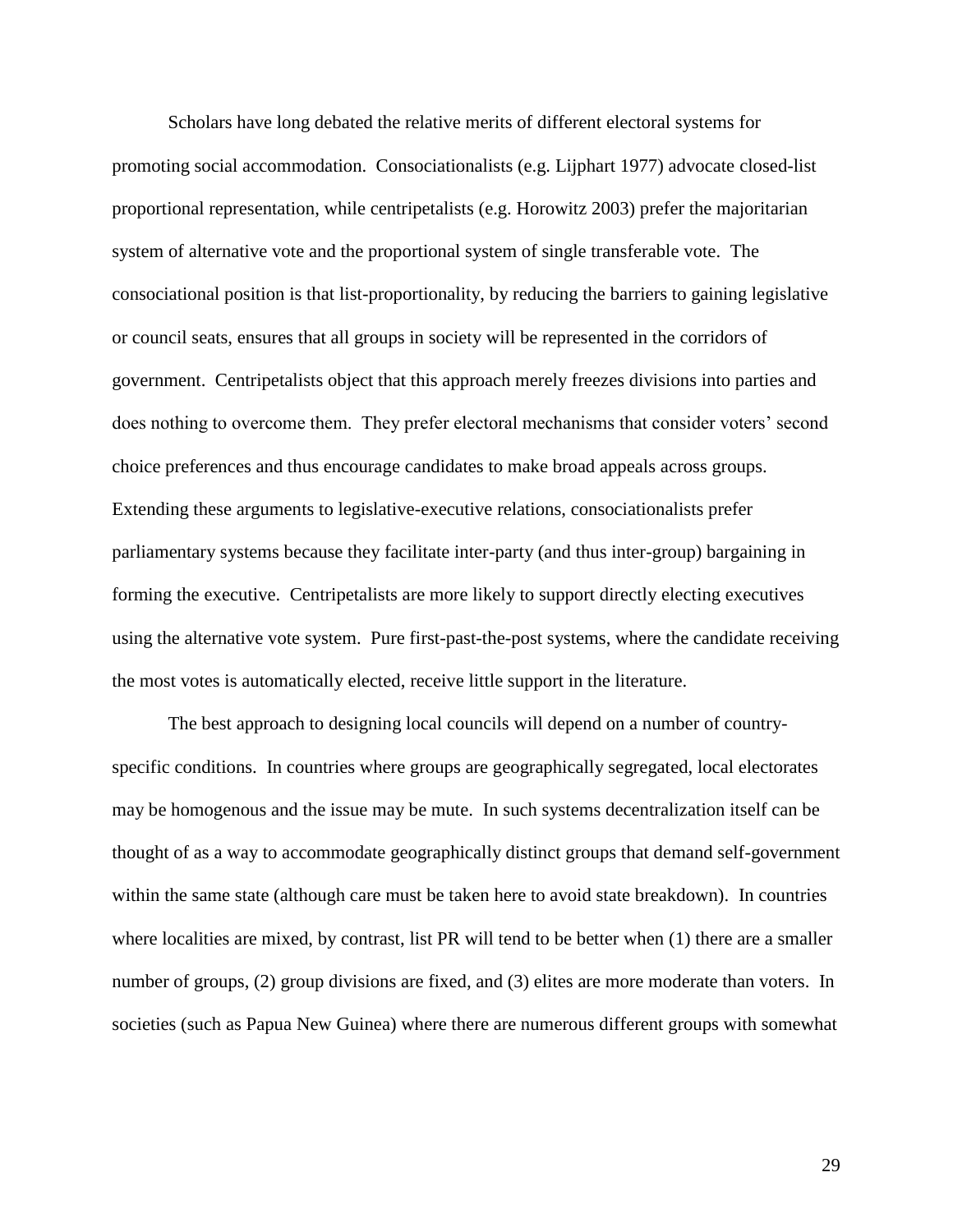Scholars have long debated the relative merits of different electoral systems for promoting social accommodation. Consociationalists (e.g. Lijphart 1977) advocate closed-list proportional representation, while centripetalists (e.g. Horowitz 2003) prefer the majoritarian system of alternative vote and the proportional system of single transferable vote. The consociational position is that list-proportionality, by reducing the barriers to gaining legislative or council seats, ensures that all groups in society will be represented in the corridors of government. Centripetalists object that this approach merely freezes divisions into parties and does nothing to overcome them. They prefer electoral mechanisms that consider voters' second choice preferences and thus encourage candidates to make broad appeals across groups. Extending these arguments to legislative-executive relations, consociationalists prefer parliamentary systems because they facilitate inter-party (and thus inter-group) bargaining in forming the executive. Centripetalists are more likely to support directly electing executives using the alternative vote system. Pure first-past-the-post systems, where the candidate receiving the most votes is automatically elected, receive little support in the literature.

The best approach to designing local councils will depend on a number of country-specific conditions. In countries where groups are geographically segregated, local electorates may be homogenous and the issue may be mute. In such systems decentralization itself can be thought of as a way to accommodate geographically distinct groups that demand self-government within the same state (although care must be taken here to avoid state breakdown). In countries where localities are mixed, by contrast, list PR will tend to be better when (1) there are a smaller number of groups, (2) group divisions are fixed, and (3) elites are more moderate than voters. In societies (such as Papua New Guinea) where there are numerous different groups with somewhat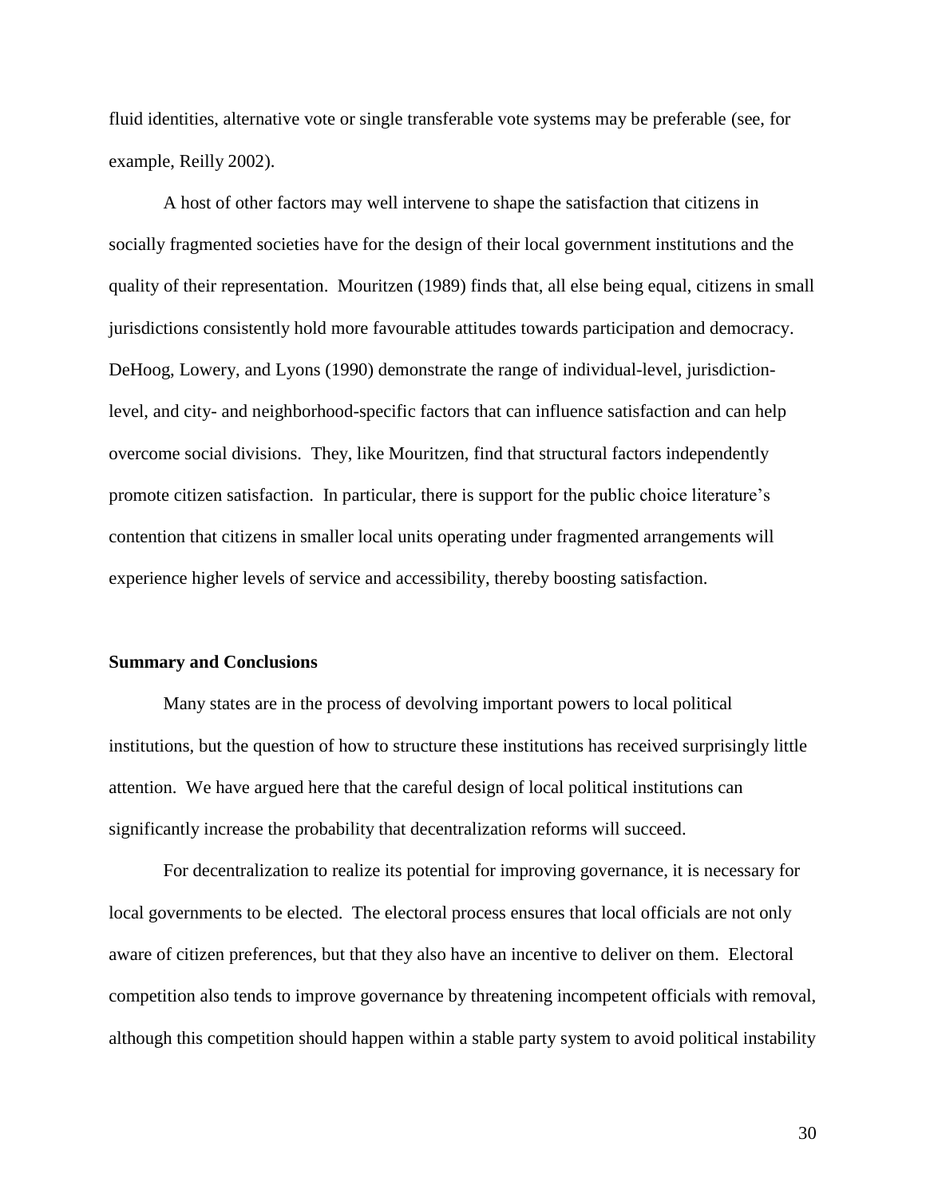fluid identities, alternative vote or single transferable vote systems may be preferable (see, for example, Reilly 2002).

A host of other factors may well intervene to shape the satisfaction that citizens in socially fragmented societies have for the design of their local government institutions and the quality of their representation. Mouritzen (1989) finds that, all else being equal, citizens in small jurisdictions consistently hold more favourable attitudes towards participation and democracy. DeHoog, Lowery, and Lyons (1990) demonstrate the range of individual-level, jurisdiction-level, and city- and neighborhood-specific factors that can influence satisfaction and can help overcome social divisions. They, like Mouritzen, find that structural factors independently promote citizen satisfaction. In particular, there is support for the public choice literature's contention that citizens in smaller local units operating under fragmented arrangements will experience higher levels of service and accessibility, thereby boosting satisfaction.

## Summary and Conclusions

Many states are in the process of devolving important powers to local political institutions, but the question of how to structure these institutions has received surprisingly little attention. We have argued here that the careful design of local political institutions can significantly increase the probability that decentralization reforms will succeed.

For decentralization to realize its potential for improving governance, it is necessary for local governments to be elected. The electoral process ensures that local officials are not only aware of citizen preferences, but that they also have an incentive to deliver on them. Electoral competition also tends to improve governance by threatening incompetent officials with removal, although this competition should happen within a stable party system to avoid political instability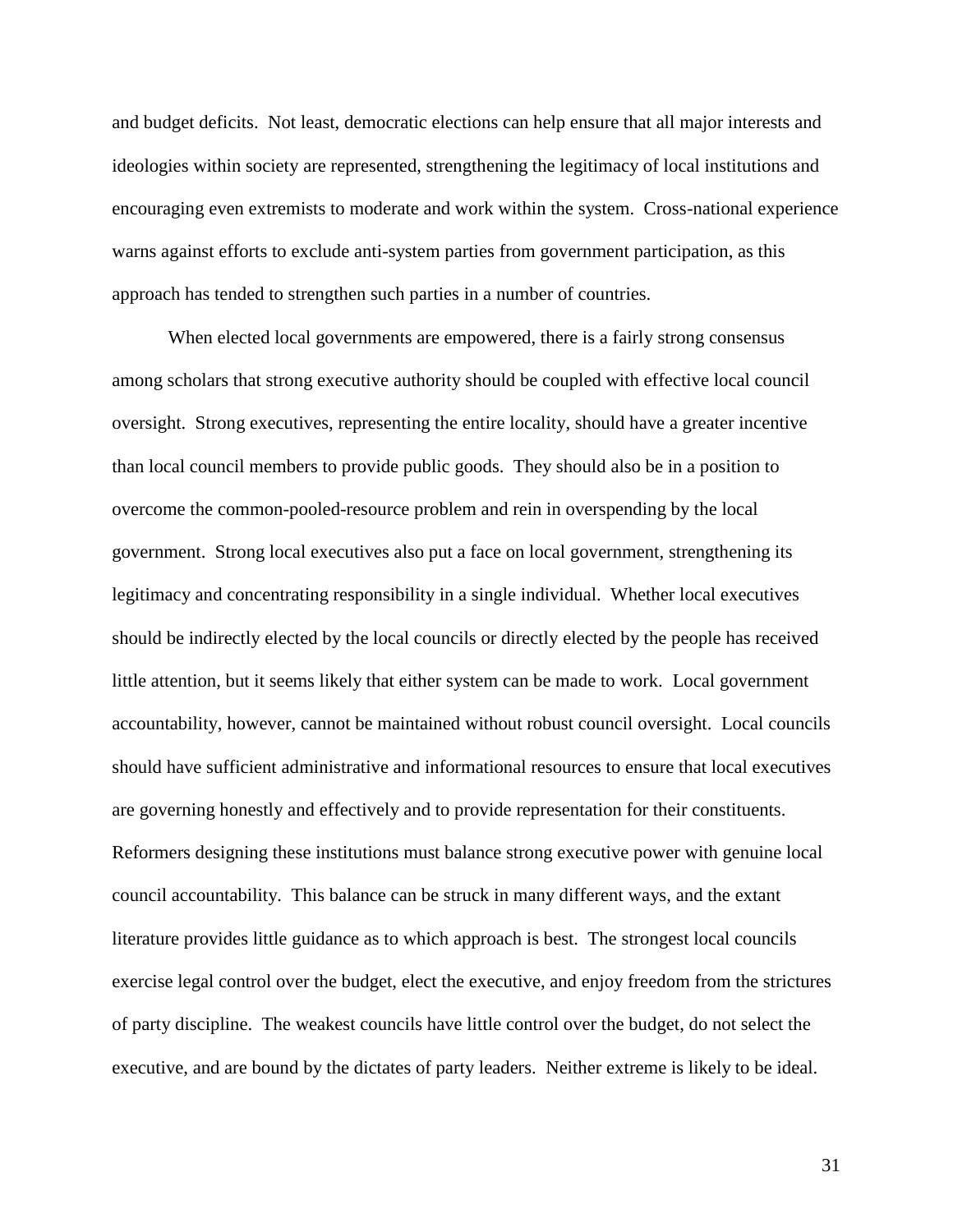and budget deficits. Not least, democratic elections can help ensure that all major interests and ideologies within society are represented, strengthening the legitimacy of local institutions and encouraging even extremists to moderate and work within the system. Cross-national experience warns against efforts to exclude anti-system parties from government participation, as this approach has tended to strengthen such parties in a number of countries.

When elected local governments are empowered, there is a fairly strong consensus among scholars that strong executive authority should be coupled with effective local council oversight. Strong executives, representing the entire locality, should have a greater incentive than local council members to provide public goods. They should also be in a position to overcome the common-pooled-resource problem and rein in overspending by the local government. Strong local executives also put a face on local government, strengthening its legitimacy and concentrating responsibility in a single individual. Whether local executives should be indirectly elected by the local councils or directly elected by the people has received little attention, but it seems likely that either system can be made to work. Local government accountability, however, cannot be maintained without robust council oversight. Local councils should have sufficient administrative and informational resources to ensure that local executives are governing honestly and effectively and to provide representation for their constituents. Reformers designing these institutions must balance strong executive power with genuine local council accountability. This balance can be struck in many different ways, and the extant literature provides little guidance as to which approach is best. The strongest local councils exercise legal control over the budget, elect the executive, and enjoy freedom from the strictures of party discipline. The weakest councils have little control over the budget, do not select the executive, and are bound by the dictates of party leaders. Neither extreme is likely to be ideal.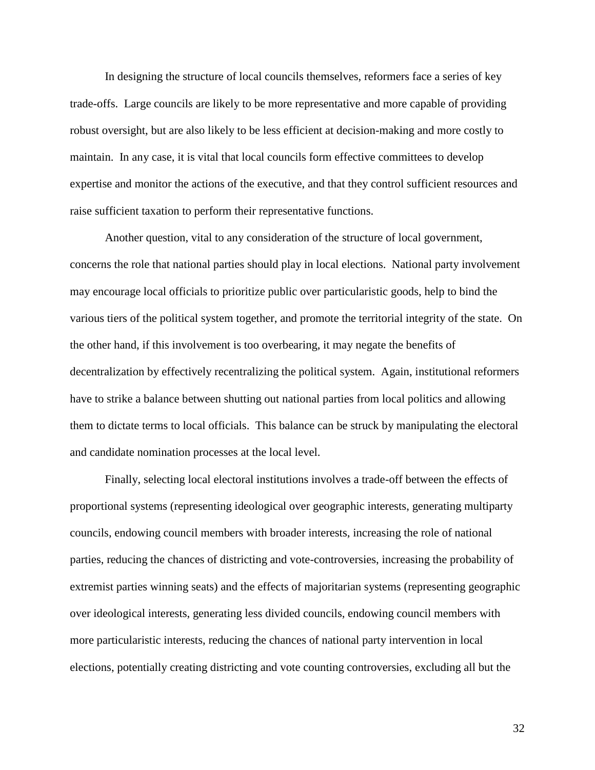In designing the structure of local councils themselves, reformers face a series of key trade-offs. Large councils are likely to be more representative and more capable of providing robust oversight, but are also likely to be less efficient at decision-making and more costly to maintain. In any case, it is vital that local councils form effective committees to develop expertise and monitor the actions of the executive, and that they control sufficient resources and raise sufficient taxation to perform their representative functions.

Another question, vital to any consideration of the structure of local government, concerns the role that national parties should play in local elections. National party involvement may encourage local officials to prioritize public over particularistic goods, help to bind the various tiers of the political system together, and promote the territorial integrity of the state. On the other hand, if this involvement is too overbearing, it may negate the benefits of decentralization by effectively recentralizing the political system. Again, institutional reformers have to strike a balance between shutting out national parties from local politics and allowing them to dictate terms to local officials. This balance can be struck by manipulating the electoral and candidate nomination processes at the local level.

Finally, selecting local electoral institutions involves a trade-off between the effects of proportional systems (representing ideological over geographic interests, generating multiparty councils, endowing council members with broader interests, increasing the role of national parties, reducing the chances of districting and vote-controversies, increasing the probability of extremist parties winning seats) and the effects of majoritarian systems (representing geographic over ideological interests, generating less divided councils, endowing council members with more particularistic interests, reducing the chances of national party intervention in local elections, potentially creating districting and vote counting controversies, excluding all but the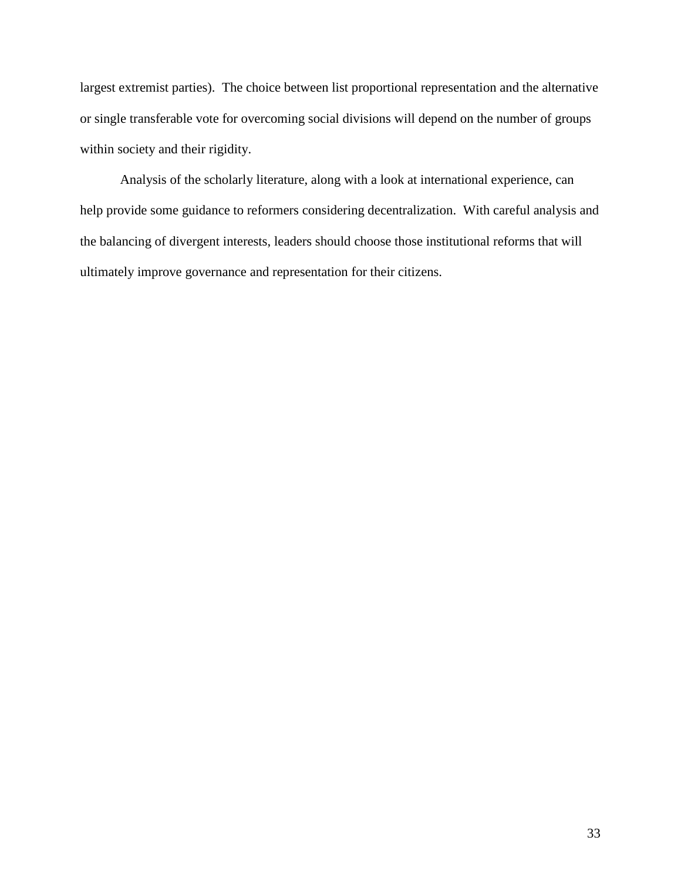largest extremist parties). The choice between list proportional representation and the alternative or single transferable vote for overcoming social divisions will depend on the number of groups within society and their rigidity.

Analysis of the scholarly literature, along with a look at international experience, can help provide some guidance to reformers considering decentralization. With careful analysis and the balancing of divergent interests, leaders should choose those institutional reforms that will ultimately improve governance and representation for their citizens.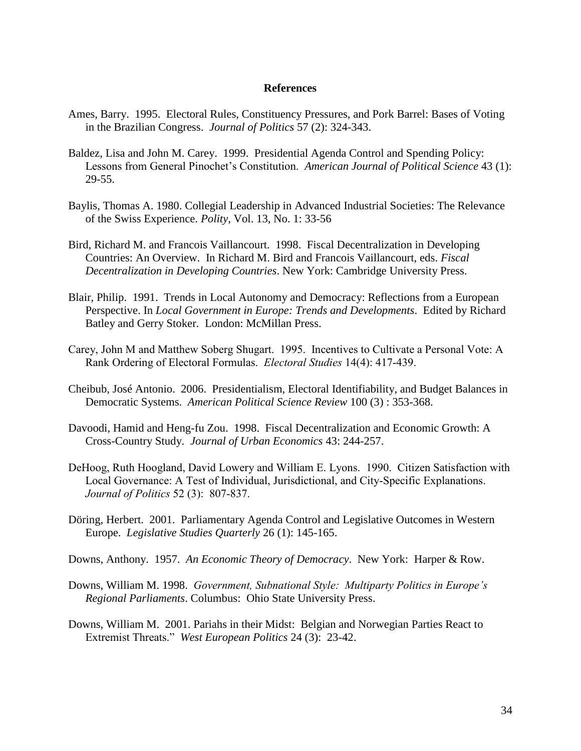## References

Ames, Barry. 1995. Electoral Rules, Constituency Pressures, and Pork Barrel: Bases of Voting in the Brazilian Congress. *Journal of Politics* 57 (2): 324-343.

Baldez, Lisa and John M. Carey. 1999. Presidential Agenda Control and Spending Policy: Lessons from General Pinochet's Constitution. *American Journal of Political Science* 43 (1): 29-55.

Baylis, Thomas A. 1980. Collegial Leadership in Advanced Industrial Societies: The Relevance of the Swiss Experience. *Polity*, Vol. 13, No. 1: 33-56

Bird, Richard M. and Francois Vaillancourt. 1998. Fiscal Decentralization in Developing Countries: An Overview. In Richard M. Bird and Francois Vaillancourt, eds. *Fiscal Decentralization in Developing Countries*. New York: Cambridge University Press.

Blair, Philip. 1991. Trends in Local Autonomy and Democracy: Reflections from a European Perspective. In *Local Government in Europe: Trends and Developments*. Edited by Richard Batley and Gerry Stoker. London: McMillan Press.

Carey, John M and Matthew Soberg Shugart. 1995. Incentives to Cultivate a Personal Vote: A Rank Ordering of Electoral Formulas. *Electoral Studies* 14(4): 417-439.

Cheibub, José Antonio. 2006. Presidentialism, Electoral Identifiability, and Budget Balances in Democratic Systems. *American Political Science Review* 100 (3) : 353-368.

Davoodi, Hamid and Heng-fu Zou. 1998. Fiscal Decentralization and Economic Growth: A Cross-Country Study. *Journal of Urban Economics* 43: 244-257.

DeHoog, Ruth Hoogland, David Lowery and William E. Lyons. 1990. Citizen Satisfaction with Local Governance: A Test of Individual, Jurisdictional, and City-Specific Explanations. *Journal of Politics* 52 (3): 807-837.

Döring, Herbert. 2001. Parliamentary Agenda Control and Legislative Outcomes in Western Europe. *Legislative Studies Quarterly* 26 (1): 145-165.

Downs, Anthony. 1957. *An Economic Theory of Democracy*. New York: Harper & Row.

Downs, William M. 1998. *Government, Subnational Style: Multiparty Politics in Europe's Regional Parliaments*. Columbus: Ohio State University Press.

Downs, William M. 2001. Pariahs in their Midst: Belgian and Norwegian Parties React to Extremist Threats." *West European Politics* 24 (3): 23-42.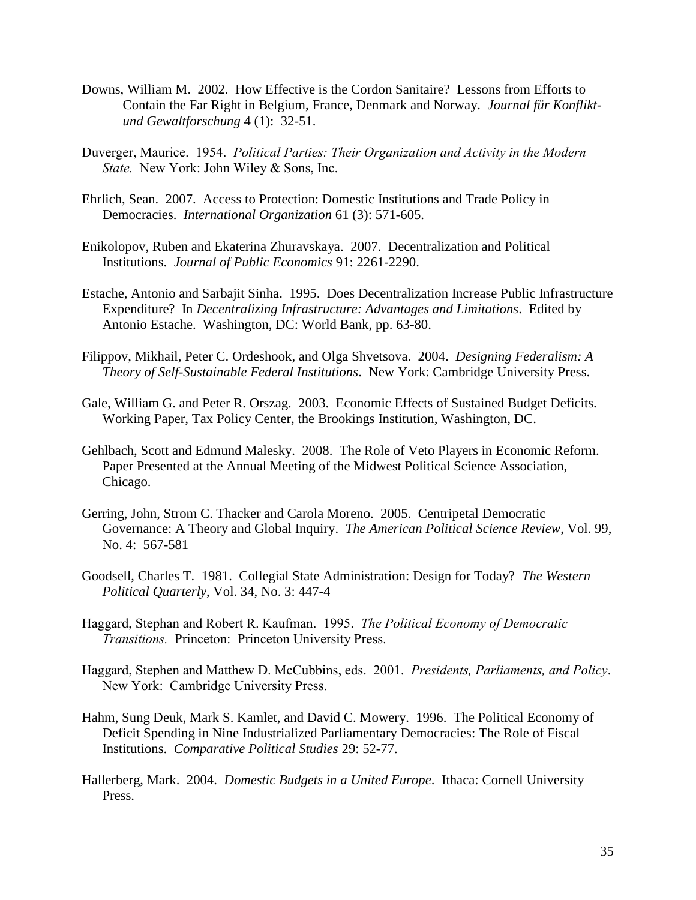Downs, William M. 2002. How Effective is the Cordon Sanitaire? Lessons from Efforts to Contain the Far Right in Belgium, France, Denmark and Norway. *Journal für Konflikt- und Gewaltforschung* 4 (1): 32-51.

Duverger, Maurice. 1954. *Political Parties: Their Organization and Activity in the Modern State.* New York: John Wiley & Sons, Inc.

Ehrlich, Sean. 2007. Access to Protection: Domestic Institutions and Trade Policy in Democracies. *International Organization* 61 (3): 571-605.

Enikolopov, Ruben and Ekaterina Zhuravskaya. 2007. Decentralization and Political Institutions. *Journal of Public Economics* 91: 2261-2290.

Estache, Antonio and Sarbajit Sinha. 1995. Does Decentralization Increase Public Infrastructure Expenditure? In *Decentralizing Infrastructure: Advantages and Limitations*. Edited by Antonio Estache. Washington, DC: World Bank, pp. 63-80.

Filippov, Mikhail, Peter C. Ordeshook, and Olga Shvetsova. 2004. *Designing Federalism: A Theory of Self-Sustainable Federal Institutions*. New York: Cambridge University Press.

Gale, William G. and Peter R. Orszag. 2003. Economic Effects of Sustained Budget Deficits. Working Paper, Tax Policy Center, the Brookings Institution, Washington, DC.

Gehlbach, Scott and Edmund Malesky. 2008. The Role of Veto Players in Economic Reform. Paper Presented at the Annual Meeting of the Midwest Political Science Association, Chicago.

Gerring, John, Strom C. Thacker and Carola Moreno. 2005. Centripetal Democratic Governance: A Theory and Global Inquiry. *The American Political Science Review*, Vol. 99, No. 4: 567-581

Goodsell, Charles T. 1981. Collegial State Administration: Design for Today? *The Western Political Quarterly*, Vol. 34, No. 3: 447-4

Haggard, Stephan and Robert R. Kaufman. 1995. *The Political Economy of Democratic Transitions.* Princeton: Princeton University Press.

Haggard, Stephen and Matthew D. McCubbins, eds. 2001. *Presidents, Parliaments, and Policy*. New York: Cambridge University Press.

Hahm, Sung Deuk, Mark S. Kamlet, and David C. Mowery. 1996. The Political Economy of Deficit Spending in Nine Industrialized Parliamentary Democracies: The Role of Fiscal Institutions. *Comparative Political Studies* 29: 52-77.

Hallerberg, Mark. 2004. *Domestic Budgets in a United Europe*. Ithaca: Cornell University Press.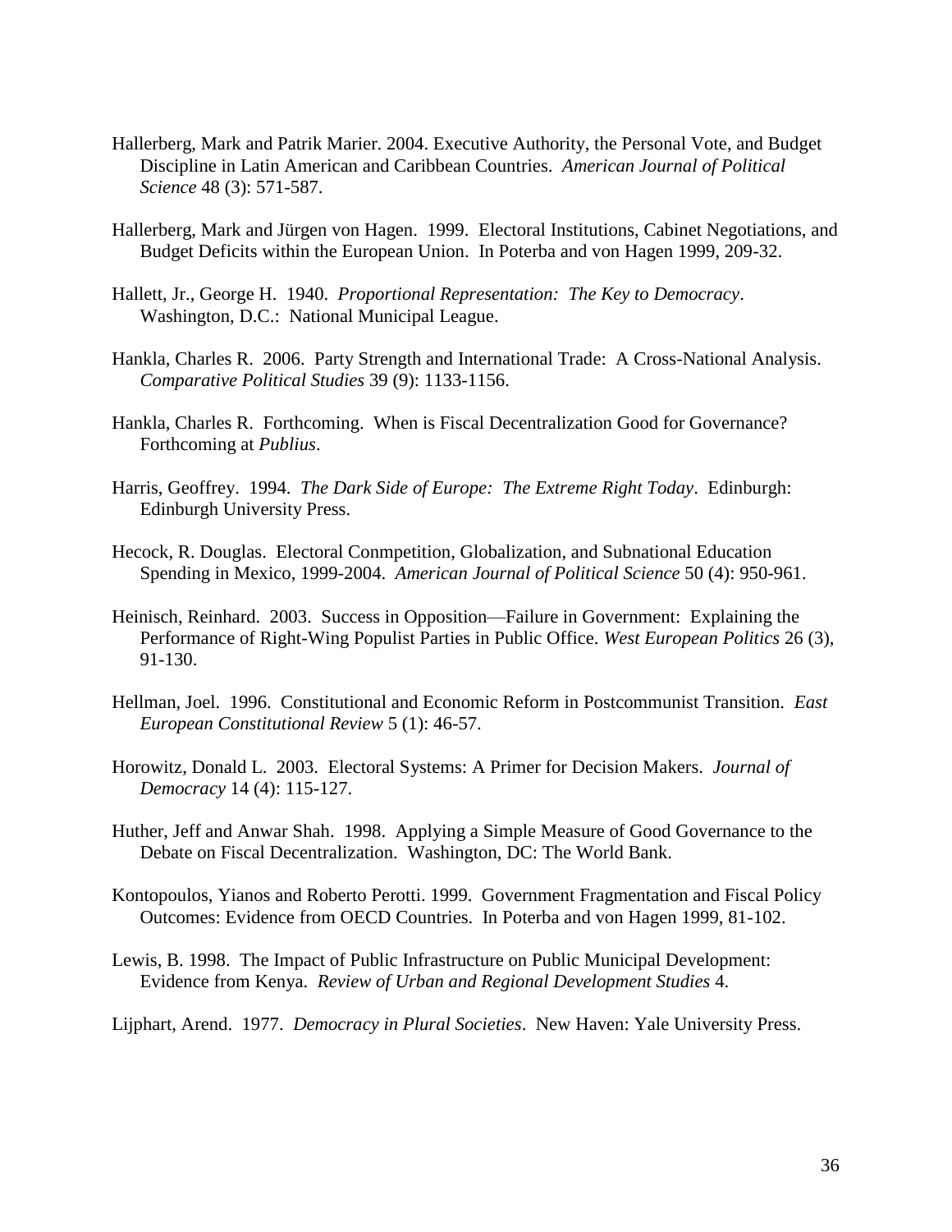Hallerberg, Mark and Patrik Marier. 2004. Executive Authority, the Personal Vote, and Budget Discipline in Latin American and Caribbean Countries. *American Journal of Political Science* 48 (3): 571-587.

Hallerberg, Mark and Jürgen von Hagen. 1999. Electoral Institutions, Cabinet Negotiations, and Budget Deficits within the European Union. In Poterba and von Hagen 1999, 209-32.

Hallett, Jr., George H. 1940. *Proportional Representation: The Key to Democracy*. Washington, D.C.: National Municipal League.

Hankla, Charles R. 2006. Party Strength and International Trade: A Cross-National Analysis. *Comparative Political Studies* 39 (9): 1133-1156.

Hankla, Charles R. Forthcoming. When is Fiscal Decentralization Good for Governance? Forthcoming at *Publius*.

Harris, Geoffrey. 1994. *The Dark Side of Europe: The Extreme Right Today*. Edinburgh: Edinburgh University Press.

Hecock, R. Douglas. Electoral Conmpetition, Globalization, and Subnational Education Spending in Mexico, 1999-2004. *American Journal of Political Science* 50 (4): 950-961.

Heinisch, Reinhard. 2003. Success in Opposition—Failure in Government: Explaining the Performance of Right-Wing Populist Parties in Public Office. *West European Politics* 26 (3), 91-130.

Hellman, Joel. 1996. Constitutional and Economic Reform in Postcommunist Transition. *East European Constitutional Review* 5 (1): 46-57.

Horowitz, Donald L. 2003. Electoral Systems: A Primer for Decision Makers. *Journal of Democracy* 14 (4): 115-127.

Huther, Jeff and Anwar Shah. 1998. Applying a Simple Measure of Good Governance to the Debate on Fiscal Decentralization. Washington, DC: The World Bank.

Kontopoulos, Yianos and Roberto Perotti. 1999. Government Fragmentation and Fiscal Policy Outcomes: Evidence from OECD Countries. In Poterba and von Hagen 1999, 81-102.

Lewis, B. 1998. The Impact of Public Infrastructure on Public Municipal Development: Evidence from Kenya. *Review of Urban and Regional Development Studies* 4.

Lijphart, Arend. 1977. *Democracy in Plural Societies*. New Haven: Yale University Press.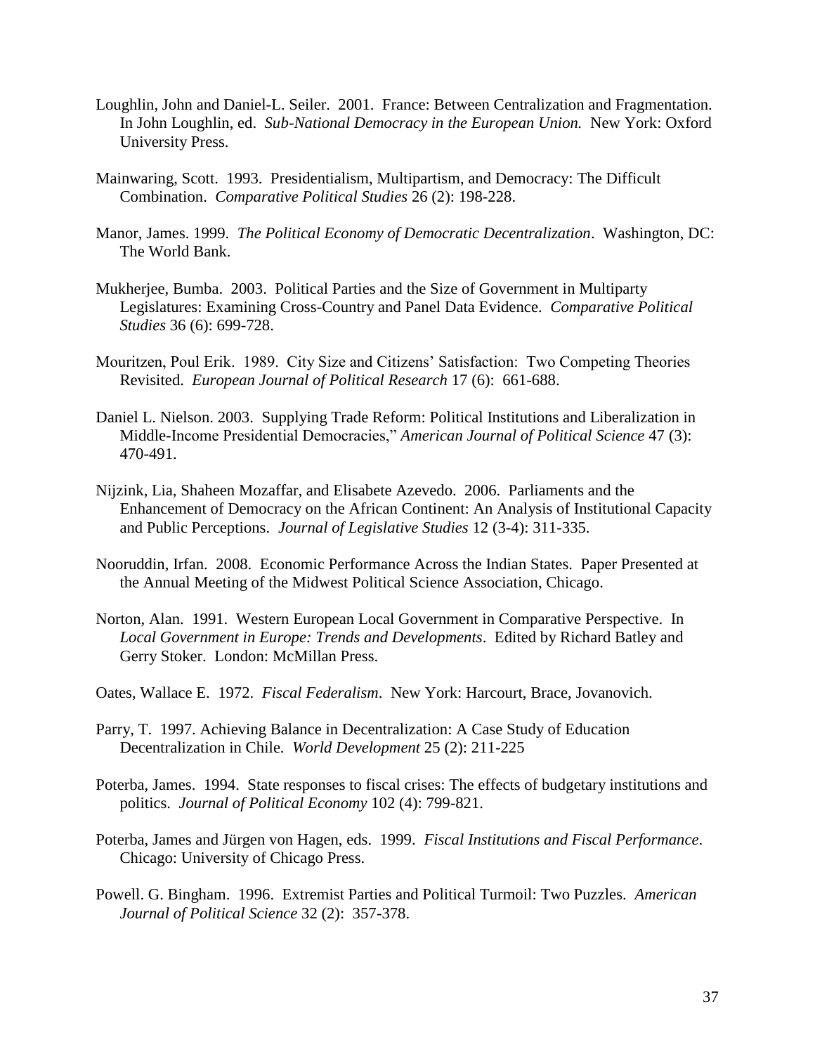Loughlin, John and Daniel-L. Seiler. 2001. France: Between Centralization and Fragmentation. In John Loughlin, ed. *Sub-National Democracy in the European Union.* New York: Oxford University Press.

Mainwaring, Scott. 1993. Presidentialism, Multipartism, and Democracy: The Difficult Combination. *Comparative Political Studies* 26 (2): 198-228.

Manor, James. 1999. *The Political Economy of Democratic Decentralization*. Washington, DC: The World Bank.

Mukherjee, Bumba. 2003. Political Parties and the Size of Government in Multiparty Legislatures: Examining Cross-Country and Panel Data Evidence. *Comparative Political Studies* 36 (6): 699-728.

Mouritzen, Poul Erik. 1989. City Size and Citizens' Satisfaction: Two Competing Theories Revisited. *European Journal of Political Research* 17 (6): 661-688.

Daniel L. Nielson. 2003. Supplying Trade Reform: Political Institutions and Liberalization in Middle-Income Presidential Democracies," *American Journal of Political Science* 47 (3): 470-491.

Nijzink, Lia, Shaheen Mozaffar, and Elisabete Azevedo. 2006. Parliaments and the Enhancement of Democracy on the African Continent: An Analysis of Institutional Capacity and Public Perceptions. *Journal of Legislative Studies* 12 (3-4): 311-335.

Nooruddin, Irfan. 2008. Economic Performance Across the Indian States. Paper Presented at the Annual Meeting of the Midwest Political Science Association, Chicago.

Norton, Alan. 1991. Western European Local Government in Comparative Perspective. In *Local Government in Europe: Trends and Developments*. Edited by Richard Batley and Gerry Stoker. London: McMillan Press.

Oates, Wallace E. 1972. *Fiscal Federalism*. New York: Harcourt, Brace, Jovanovich.

Parry, T. 1997. Achieving Balance in Decentralization: A Case Study of Education Decentralization in Chile. *World Development* 25 (2): 211-225

Poterba, James. 1994. State responses to fiscal crises: The effects of budgetary institutions and politics. *Journal of Political Economy* 102 (4): 799-821.

Poterba, James and Jürgen von Hagen, eds. 1999. *Fiscal Institutions and Fiscal Performance*. Chicago: University of Chicago Press.

Powell. G. Bingham. 1996. Extremist Parties and Political Turmoil: Two Puzzles. *American Journal of Political Science* 32 (2): 357-378.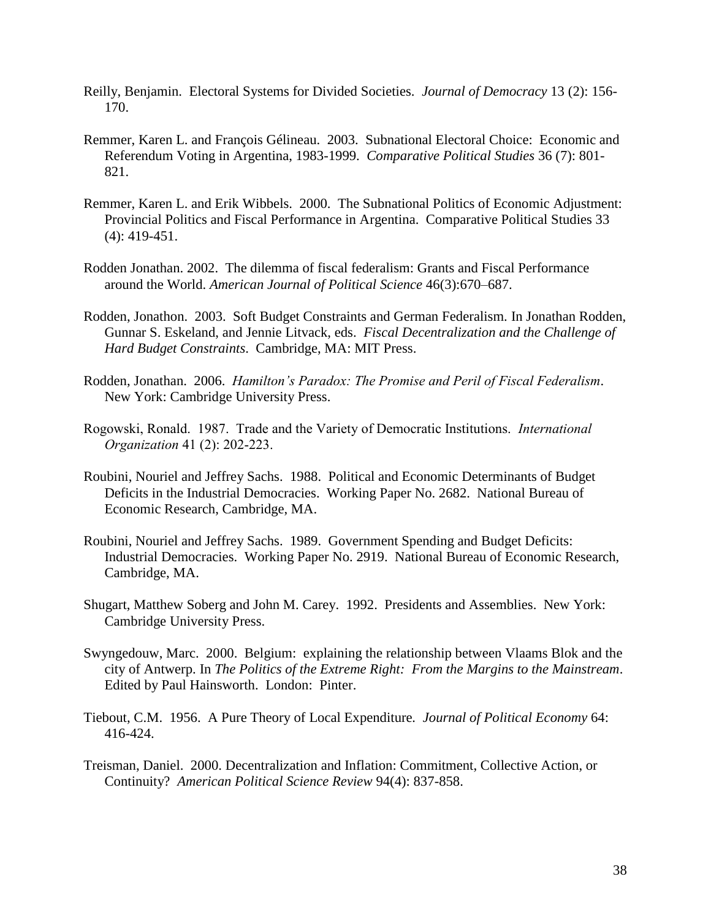Reilly, Benjamin. Electoral Systems for Divided Societies. *Journal of Democracy* 13 (2): 156-170.

Remmer, Karen L. and François Gélineau. 2003. Subnational Electoral Choice: Economic and Referendum Voting in Argentina, 1983-1999. *Comparative Political Studies* 36 (7): 801-821.

Remmer, Karen L. and Erik Wibbels. 2000. The Subnational Politics of Economic Adjustment: Provincial Politics and Fiscal Performance in Argentina. Comparative Political Studies 33 (4): 419-451.

Rodden Jonathan. 2002. The dilemma of fiscal federalism: Grants and Fiscal Performance around the World. *American Journal of Political Science* 46(3):670–687.

Rodden, Jonathon. 2003. Soft Budget Constraints and German Federalism. In Jonathan Rodden, Gunnar S. Eskeland, and Jennie Litvack, eds. *Fiscal Decentralization and the Challenge of Hard Budget Constraints*. Cambridge, MA: MIT Press.

Rodden, Jonathan. 2006. *Hamilton's Paradox: The Promise and Peril of Fiscal Federalism*. New York: Cambridge University Press.

Rogowski, Ronald. 1987. Trade and the Variety of Democratic Institutions. *International Organization* 41 (2): 202-223.

Roubini, Nouriel and Jeffrey Sachs. 1988. Political and Economic Determinants of Budget Deficits in the Industrial Democracies. Working Paper No. 2682. National Bureau of Economic Research, Cambridge, MA.

Roubini, Nouriel and Jeffrey Sachs. 1989. Government Spending and Budget Deficits: Industrial Democracies. Working Paper No. 2919. National Bureau of Economic Research, Cambridge, MA.

Shugart, Matthew Soberg and John M. Carey. 1992. Presidents and Assemblies. New York: Cambridge University Press.

Swyngedouw, Marc. 2000. Belgium: explaining the relationship between Vlaams Blok and the city of Antwerp. In *The Politics of the Extreme Right: From the Margins to the Mainstream*. Edited by Paul Hainsworth. London: Pinter.

Tiebout, C.M. 1956. A Pure Theory of Local Expenditure. *Journal of Political Economy* 64: 416-424.

Treisman, Daniel. 2000. Decentralization and Inflation: Commitment, Collective Action, or Continuity? *American Political Science Review* 94(4): 837-858.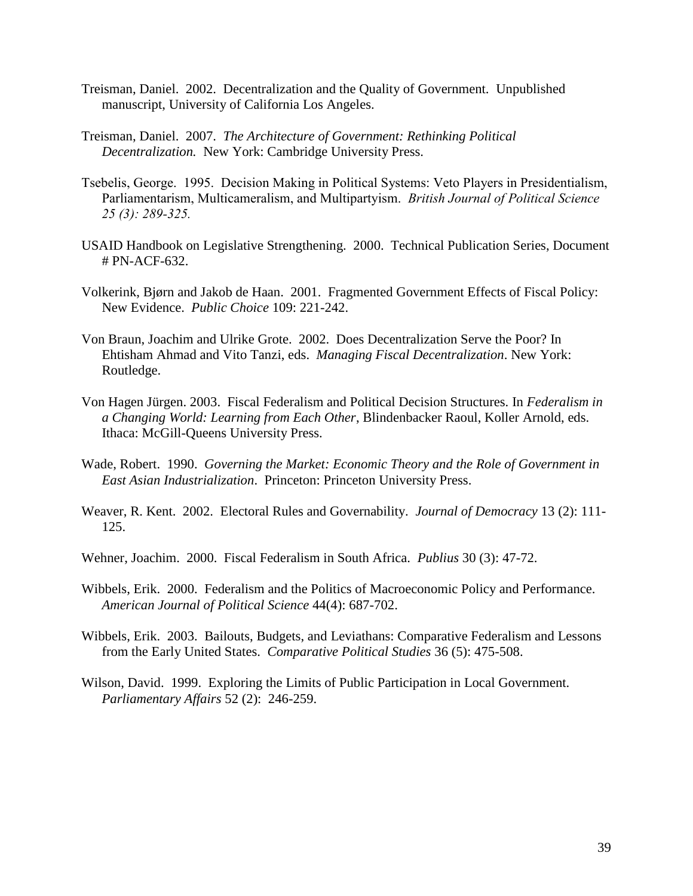Treisman, Daniel. 2002. Decentralization and the Quality of Government. Unpublished manuscript, University of California Los Angeles.

Treisman, Daniel. 2007. *The Architecture of Government: Rethinking Political Decentralization.* New York: Cambridge University Press.

Tsebelis, George. 1995. Decision Making in Political Systems: Veto Players in Presidentialism, Parliamentarism, Multicameralism, and Multipartyism. *British Journal of Political Science 25 (3): 289-325.*

USAID Handbook on Legislative Strengthening. 2000. Technical Publication Series, Document # PN-ACF-632.

Volkerink, Bjørn and Jakob de Haan. 2001. Fragmented Government Effects of Fiscal Policy: New Evidence. *Public Choice* 109: 221-242.

Von Braun, Joachim and Ulrike Grote. 2002. Does Decentralization Serve the Poor? In Ehtisham Ahmad and Vito Tanzi, eds. *Managing Fiscal Decentralization*. New York: Routledge.

Von Hagen Jürgen. 2003. Fiscal Federalism and Political Decision Structures. In *Federalism in a Changing World: Learning from Each Other*, Blindenbacker Raoul, Koller Arnold, eds. Ithaca: McGill-Queens University Press.

Wade, Robert. 1990. *Governing the Market: Economic Theory and the Role of Government in East Asian Industrialization*. Princeton: Princeton University Press.

Weaver, R. Kent. 2002. Electoral Rules and Governability. *Journal of Democracy* 13 (2): 111-125.

Wehner, Joachim. 2000. Fiscal Federalism in South Africa. *Publius* 30 (3): 47-72.

Wibbels, Erik. 2000. Federalism and the Politics of Macroeconomic Policy and Performance. *American Journal of Political Science* 44(4): 687-702.

Wibbels, Erik. 2003. Bailouts, Budgets, and Leviathans: Comparative Federalism and Lessons from the Early United States. *Comparative Political Studies* 36 (5): 475-508.

Wilson, David. 1999. Exploring the Limits of Public Participation in Local Government. *Parliamentary Affairs* 52 (2): 246-259.